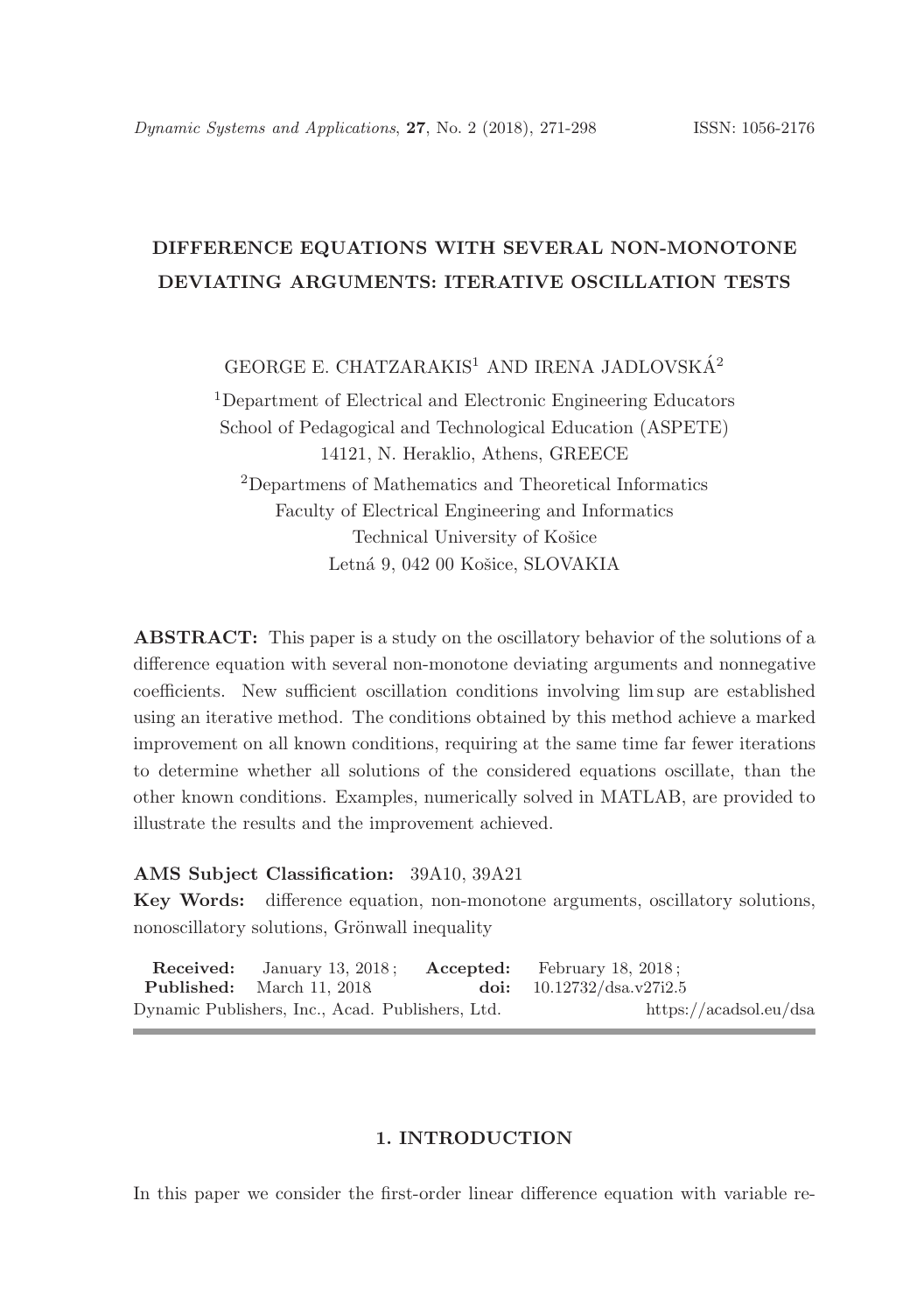# DIFFERENCE EQUATIONS WITH SEVERAL NON-MONOTONE DEVIATING ARGUMENTS: ITERATIVE OSCILLATION TESTS

GEORGE E. CHATZARAKIS[1] AND IRENA JADLOVSKÁ[2]

[1]Department of Electrical and Electronic Engineering Educators
School of Pedagogical and Technological Education (ASPETE)
14121, N. Heraklio, Athens, GREECE

[2]Departmens of Mathematics and Theoretical Informatics
Faculty of Electrical Engineering and Informatics
Technical University of Košice
Letná 9, 042 00 Košice, SLOVAKIA

**ABSTRACT:** This paper is a study on the oscillatory behavior of the solutions of a difference equation with several non-monotone deviating arguments and nonnegative coefficients. New sufficient oscillation conditions involving lim sup are established using an iterative method. The conditions obtained by this method achieve a marked improvement on all known conditions, requiring at the same time far fewer iterations to determine whether all solutions of the considered equations oscillate, than the other known conditions. Examples, numerically solved in MATLAB, are provided to illustrate the results and the improvement achieved.

**AMS Subject Classification:** 39A10, 39A21

**Key Words:** difference equation, non-monotone arguments, oscillatory solutions, nonoscillatory solutions, Grönwall inequality

**Received:** January 13, 2018; **Accepted:** February 18, 2018;
**Published:** March 11, 2018 **doi:** 10.12732/dsa.v27i2.5
Dynamic Publishers, Inc., Acad. Publishers, Ltd. https://acadsol.eu/dsa

## 1. INTRODUCTION

In this paper we consider the first-order linear difference equation with variable re-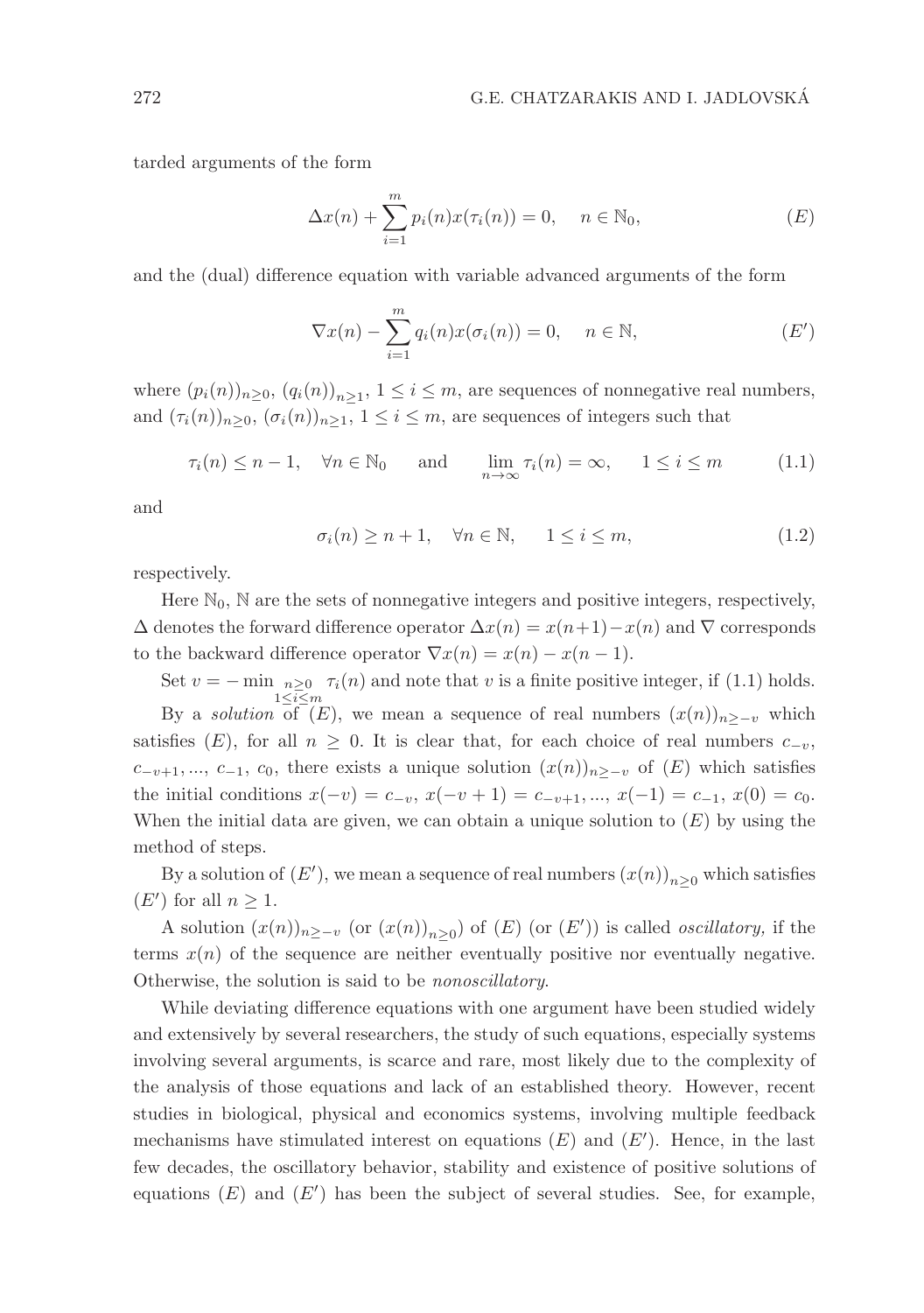tarded arguments of the form

$$\Delta x(n) + \sum_{i=1}^{m} p_i(n) x(\tau_i(n)) = 0, \quad n \in \mathbb{N}_0, \tag{$E$}$$

and the (dual) difference equation with variable advanced arguments of the form

$$\nabla x(n) - \sum_{i=1}^{m} q_i(n) x(\sigma_i(n)) = 0, \quad n \in \mathbb{N}, \tag{$E'$}$$

where $(p_i(n))_{n\geq 0}$, $(q_i(n))_{n\geq 1}$, $1 \leq i \leq m$, are sequences of nonnegative real numbers, and $(\tau_i(n))_{n\geq 0}$, $(\sigma_i(n))_{n\geq 1}$, $1 \leq i \leq m$, are sequences of integers such that

$$\tau_i(n) \leq n-1, \quad \forall n \in \mathbb{N}_0 \qquad \text{and} \qquad \lim_{n\to\infty} \tau_i(n) = \infty, \qquad 1 \leq i \leq m \tag{1.1}$$

and

$$\sigma_i(n) \geq n+1, \quad \forall n \in \mathbb{N}, \qquad 1 \leq i \leq m, \tag{1.2}$$

respectively.

Here $\mathbb{N}_0$, $\mathbb{N}$ are the sets of nonnegative integers and positive integers, respectively, $\Delta$ denotes the forward difference operator $\Delta x(n) = x(n+1) - x(n)$ and $\nabla$ corresponds to the backward difference operator $\nabla x(n) = x(n) - x(n-1)$.

Set $v = -\min_{\substack{n\geq 0 \\ 1\leq i\leq m}} \tau_i(n)$ and note that $v$ is a finite positive integer, if (1.1) holds.

By a *solution* of $(E)$, we mean a sequence of real numbers $(x(n))_{n\geq -v}$ which satisfies $(E)$, for all $n \geq 0$. It is clear that, for each choice of real numbers $c_{-v}$, $c_{-v+1}, ..., c_{-1}, c_0$, there exists a unique solution $(x(n))_{n\geq -v}$ of $(E)$ which satisfies the initial conditions $x(-v) = c_{-v}$, $x(-v+1) = c_{-v+1}, ..., x(-1) = c_{-1}$, $x(0) = c_0$. When the initial data are given, we can obtain a unique solution to $(E)$ by using the method of steps.

By a solution of $(E')$, we mean a sequence of real numbers $(x(n))_{n\geq 0}$ which satisfies $(E')$ for all $n \geq 1$.

A solution $(x(n))_{n\geq -v}$ (or $(x(n))_{n\geq 0}$) of $(E)$ (or $(E')$) is called *oscillatory,* if the terms $x(n)$ of the sequence are neither eventually positive nor eventually negative. Otherwise, the solution is said to be *nonoscillatory*.

While deviating difference equations with one argument have been studied widely and extensively by several researchers, the study of such equations, especially systems involving several arguments, is scarce and rare, most likely due to the complexity of the analysis of those equations and lack of an established theory. However, recent studies in biological, physical and economics systems, involving multiple feedback mechanisms have stimulated interest on equations $(E)$ and $(E')$. Hence, in the last few decades, the oscillatory behavior, stability and existence of positive solutions of equations $(E)$ and $(E')$ has been the subject of several studies. See, for example,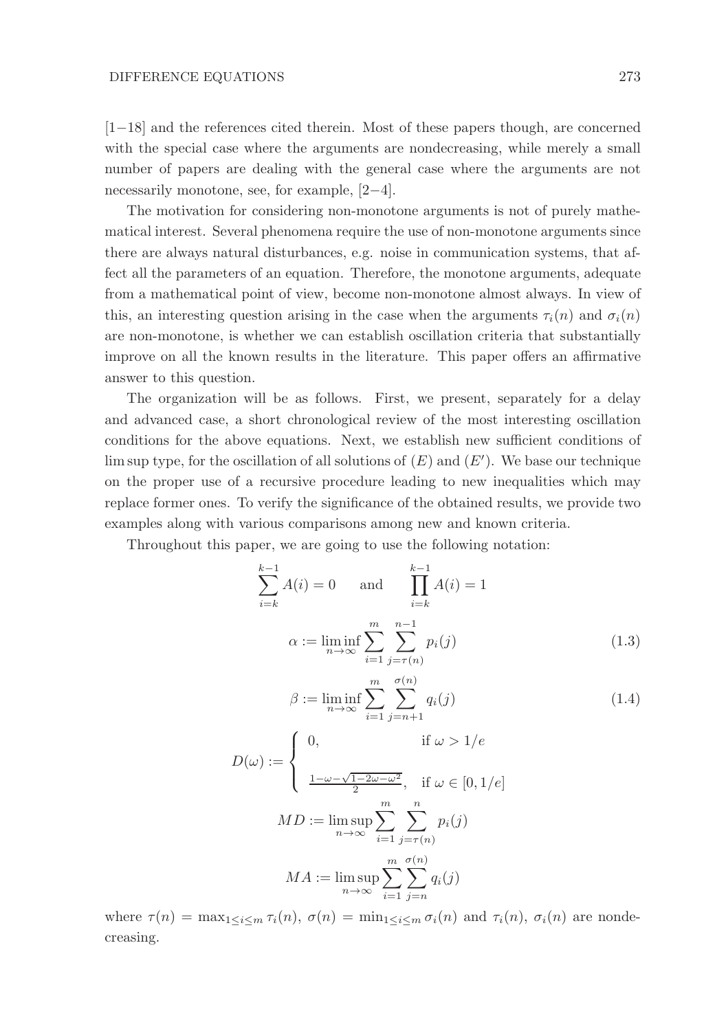[1−18] and the references cited therein. Most of these papers though, are concerned with the special case where the arguments are nondecreasing, while merely a small number of papers are dealing with the general case where the arguments are not necessarily monotone, see, for example, [2−4].

The motivation for considering non-monotone arguments is not of purely mathematical interest. Several phenomena require the use of non-monotone arguments since there are always natural disturbances, e.g. noise in communication systems, that affect all the parameters of an equation. Therefore, the monotone arguments, adequate from a mathematical point of view, become non-monotone almost always. In view of this, an interesting question arising in the case when the arguments $\tau_i(n)$ and $\sigma_i(n)$ are non-monotone, is whether we can establish oscillation criteria that substantially improve on all the known results in the literature. This paper offers an affirmative answer to this question.

The organization will be as follows. First, we present, separately for a delay and advanced case, a short chronological review of the most interesting oscillation conditions for the above equations. Next, we establish new sufficient conditions of $\limsup$ type, for the oscillation of all solutions of $(E)$ and $(E')$. We base our technique on the proper use of a recursive procedure leading to new inequalities which may replace former ones. To verify the significance of the obtained results, we provide two examples along with various comparisons among new and known criteria.

Throughout this paper, we are going to use the following notation:

$$\sum_{i=k}^{k-1} A(i) = 0 \qquad \text{and} \qquad \prod_{i=k}^{k-1} A(i) = 1$$

$$\alpha := \liminf_{n\to\infty} \sum_{i=1}^{m} \sum_{j=\tau(n)}^{n-1} p_i(j) \tag{1.3}$$

$$\beta := \liminf_{n\to\infty} \sum_{i=1}^{m} \sum_{j=n+1}^{\sigma(n)} q_i(j) \tag{1.4}$$

$$D(\omega) := \begin{cases} 0, & \text{if } \omega > 1/e \\ \frac{1-\omega-\sqrt{1-2\omega-\omega^2}}{2}, & \text{if } \omega \in [0, 1/e] \end{cases}$$

$$MD := \limsup_{n\to\infty} \sum_{i=1}^{m} \sum_{j=\tau(n)}^{n} p_i(j)$$

$$MA := \limsup_{n\to\infty} \sum_{i=1}^{m} \sum_{j=n}^{\sigma(n)} q_i(j)$$

where $\tau(n) = \max_{1\le i\le m} \tau_i(n)$, $\sigma(n) = \min_{1\le i\le m} \sigma_i(n)$ and $\tau_i(n)$, $\sigma_i(n)$ are nondecreasing.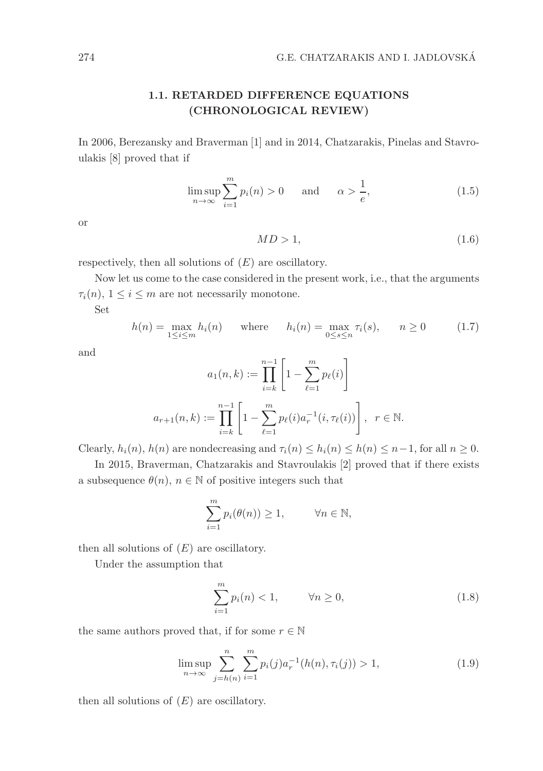### 1.1. RETARDED DIFFERENCE EQUATIONS (CHRONOLOGICAL REVIEW)

In 2006, Berezansky and Braverman [1] and in 2014, Chatzarakis, Pinelas and Stavroulakis [8] proved that if

$$\limsup_{n\to\infty}\sum_{i=1}^{m}p_i(n)>0 \qquad \text{and} \qquad \alpha>\frac{1}{e}, \tag{1.5}$$

or

$$MD>1, \tag{1.6}$$

respectively, then all solutions of $(E)$ are oscillatory.

Now let us come to the case considered in the present work, i.e., that the arguments $\tau_i(n)$, $1\le i\le m$ are not necessarily monotone.

Set

$$h(n)=\max_{1\le i\le m}h_i(n) \qquad \text{where} \qquad h_i(n)=\max_{0\le s\le n}\tau_i(s), \qquad n\ge 0 \tag{1.7}$$

and

$$a_1(n,k):=\prod_{i=k}^{n-1}\left[1-\sum_{\ell=1}^{m}p_\ell(i)\right]$$

$$a_{r+1}(n,k):=\prod_{i=k}^{n-1}\left[1-\sum_{\ell=1}^{m}p_\ell(i)a_r^{-1}(i,\tau_\ell(i))\right],\ \ r\in\mathbb{N}.$$

Clearly, $h_i(n)$, $h(n)$ are nondecreasing and $\tau_i(n)\le h_i(n)\le h(n)\le n-1$, for all $n\ge 0$.

In 2015, Braverman, Chatzarakis and Stavroulakis [2] proved that if there exists a subsequence $\theta(n)$, $n\in\mathbb{N}$ of positive integers such that

$$\sum_{i=1}^{m}p_i(\theta(n))\ge 1, \qquad \forall n\in\mathbb{N},$$

then all solutions of $(E)$ are oscillatory.

Under the assumption that

$$\sum_{i=1}^{m}p_i(n)<1, \qquad \forall n\ge 0, \tag{1.8}$$

the same authors proved that, if for some $r\in\mathbb{N}$

$$\limsup_{n\to\infty}\sum_{j=h(n)}^{n}\sum_{i=1}^{m}p_i(j)a_r^{-1}(h(n),\tau_i(j))>1, \tag{1.9}$$

then all solutions of $(E)$ are oscillatory.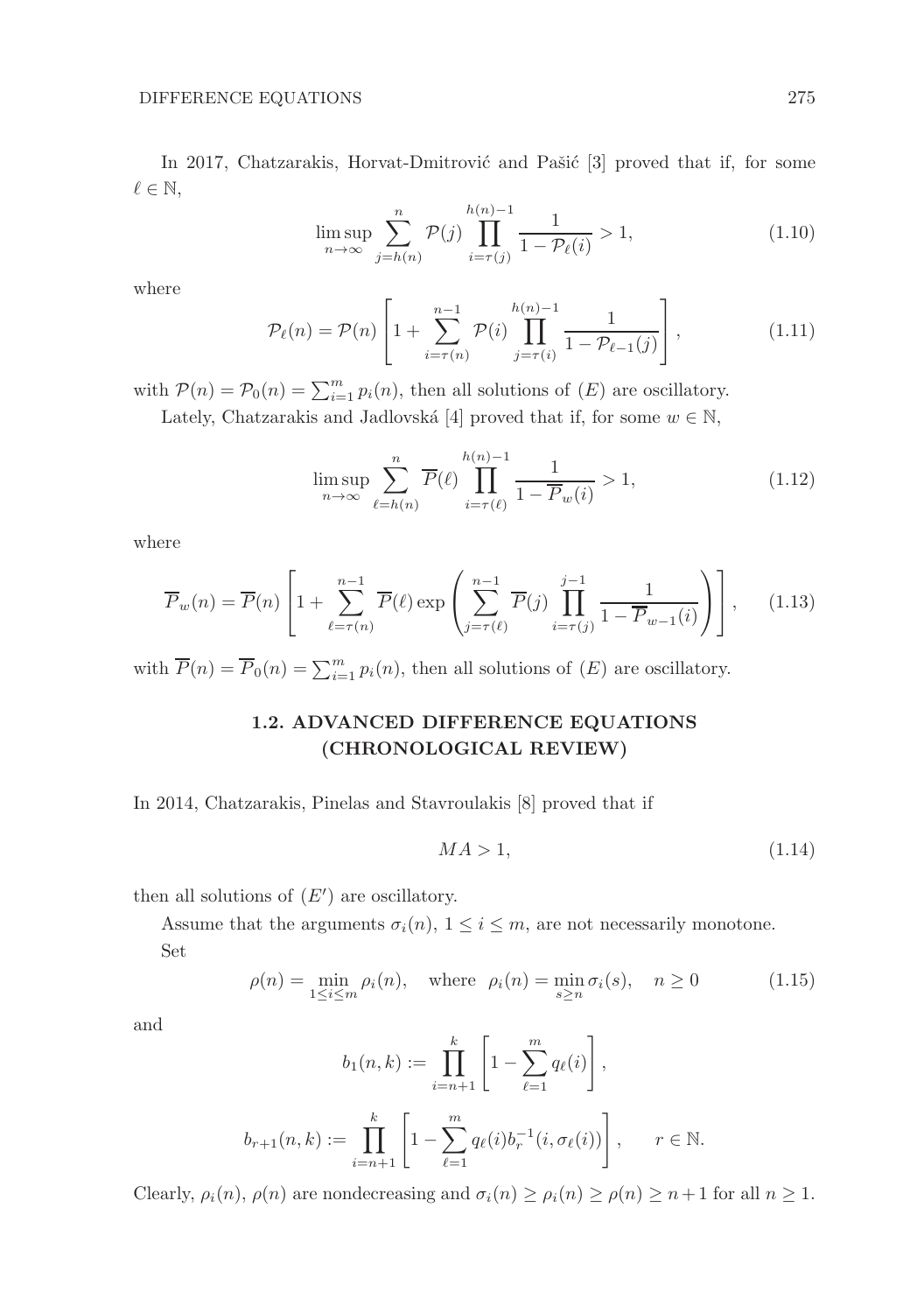In 2017, Chatzarakis, Horvat-Dmitrović and Pašić [3] proved that if, for some $\ell \in \mathbb{N}$,

$$\limsup_{n\to\infty} \sum_{j=h(n)}^{n} \mathcal{P}(j) \prod_{i=\tau(j)}^{h(n)-1} \frac{1}{1-\mathcal{P}_\ell(i)} > 1, \tag{1.10}$$

where

$$\mathcal{P}_\ell(n) = \mathcal{P}(n)\left[1 + \sum_{i=\tau(n)}^{n-1} \mathcal{P}(i) \prod_{j=\tau(i)}^{h(n)-1} \frac{1}{1-\mathcal{P}_{\ell-1}(j)}\right], \tag{1.11}$$

with $\mathcal{P}(n) = \mathcal{P}_0(n) = \sum_{i=1}^{m} p_i(n)$, then all solutions of $(E)$ are oscillatory.

Lately, Chatzarakis and Jadlovská [4] proved that if, for some $w \in \mathbb{N}$,

$$\limsup_{n\to\infty} \sum_{\ell=h(n)}^{n} \overline{P}(\ell) \prod_{i=\tau(\ell)}^{h(n)-1} \frac{1}{1-\overline{P}_w(i)} > 1, \tag{1.12}$$

where

$$\overline{P}_w(n) = \overline{P}(n)\left[1 + \sum_{\ell=\tau(n)}^{n-1} \overline{P}(\ell) \exp\left(\sum_{j=\tau(\ell)}^{n-1} \overline{P}(j) \prod_{i=\tau(j)}^{j-1} \frac{1}{1-\overline{P}_{w-1}(i)}\right)\right], \tag{1.13}$$

with $\overline{P}(n) = \overline{P}_0(n) = \sum_{i=1}^{m} p_i(n)$, then all solutions of $(E)$ are oscillatory.

## 1.2. ADVANCED DIFFERENCE EQUATIONS (CHRONOLOGICAL REVIEW)

In 2014, Chatzarakis, Pinelas and Stavroulakis [8] proved that if

$$MA > 1, \tag{1.14}$$

then all solutions of $(E')$ are oscillatory.

Assume that the arguments $\sigma_i(n)$, $1 \le i \le m$, are not necessarily monotone.

Set

$$\rho(n) = \min_{1\le i\le m} \rho_i(n), \quad \text{where} \quad \rho_i(n) = \min_{s\ge n} \sigma_i(s), \quad n \ge 0 \tag{1.15}$$

and

$$b_1(n,k) := \prod_{i=n+1}^{k} \left[1 - \sum_{\ell=1}^{m} q_\ell(i)\right],$$

$$b_{r+1}(n,k) := \prod_{i=n+1}^{k} \left[1 - \sum_{\ell=1}^{m} q_\ell(i) b_r^{-1}(i, \sigma_\ell(i))\right], \qquad r \in \mathbb{N}.$$

Clearly, $\rho_i(n)$, $\rho(n)$ are nondecreasing and $\sigma_i(n) \ge \rho_i(n) \ge \rho(n) \ge n+1$ for all $n \ge 1$.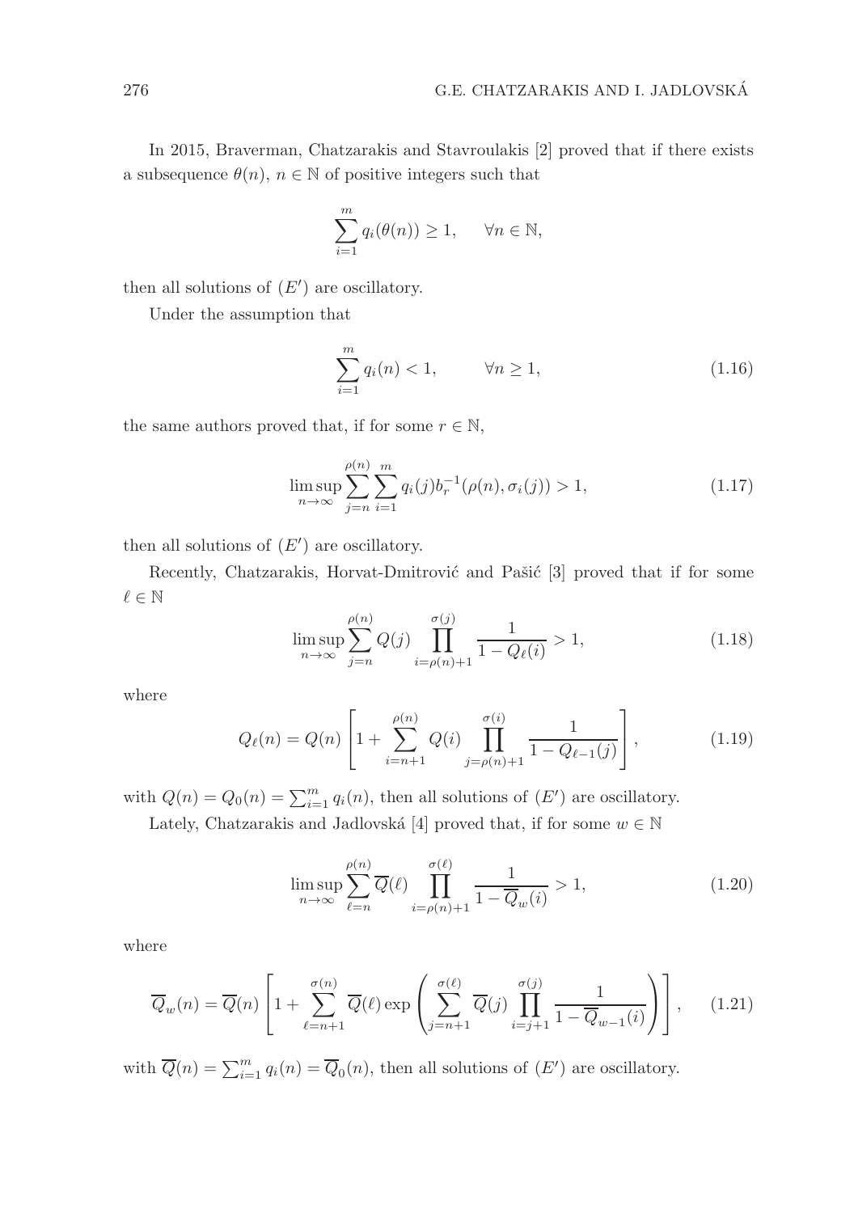In 2015, Braverman, Chatzarakis and Stavroulakis [2] proved that if there exists a subsequence $\theta(n)$, $n \in \mathbb{N}$ of positive integers such that

$$\sum_{i=1}^{m} q_i(\theta(n)) \geq 1, \qquad \forall n \in \mathbb{N},$$

then all solutions of $(E')$ are oscillatory.

Under the assumption that

$$\sum_{i=1}^{m} q_i(n) < 1, \qquad \forall n \geq 1, \tag{1.16}$$

the same authors proved that, if for some $r \in \mathbb{N}$,

$$\limsup_{n\to\infty} \sum_{j=n}^{\rho(n)} \sum_{i=1}^{m} q_i(j) b_r^{-1}(\rho(n), \sigma_i(j)) > 1, \tag{1.17}$$

then all solutions of $(E')$ are oscillatory.

Recently, Chatzarakis, Horvat-Dmitrović and Pašić [3] proved that if for some $\ell \in \mathbb{N}$

$$\limsup_{n\to\infty} \sum_{j=n}^{\rho(n)} Q(j) \prod_{i=\rho(n)+1}^{\sigma(j)} \frac{1}{1 - Q_\ell(i)} > 1, \tag{1.18}$$

where

$$Q_\ell(n) = Q(n) \left[ 1 + \sum_{i=n+1}^{\rho(n)} Q(i) \prod_{j=\rho(n)+1}^{\sigma(i)} \frac{1}{1 - Q_{\ell-1}(j)} \right], \tag{1.19}$$

with $Q(n) = Q_0(n) = \sum_{i=1}^{m} q_i(n)$, then all solutions of $(E')$ are oscillatory.

Lately, Chatzarakis and Jadlovská [4] proved that, if for some $w \in \mathbb{N}$

$$\limsup_{n\to\infty} \sum_{\ell=n}^{\rho(n)} \overline{Q}(\ell) \prod_{i=\rho(n)+1}^{\sigma(\ell)} \frac{1}{1 - \overline{Q}_w(i)} > 1, \tag{1.20}$$

where

$$\overline{Q}_w(n) = \overline{Q}(n) \left[ 1 + \sum_{\ell=n+1}^{\sigma(n)} \overline{Q}(\ell) \exp\left( \sum_{j=n+1}^{\sigma(\ell)} \overline{Q}(j) \prod_{i=j+1}^{\sigma(j)} \frac{1}{1 - \overline{Q}_{w-1}(i)} \right) \right], \tag{1.21}$$

with $\overline{Q}(n) = \sum_{i=1}^{m} q_i(n) = \overline{Q}_0(n)$, then all solutions of $(E')$ are oscillatory.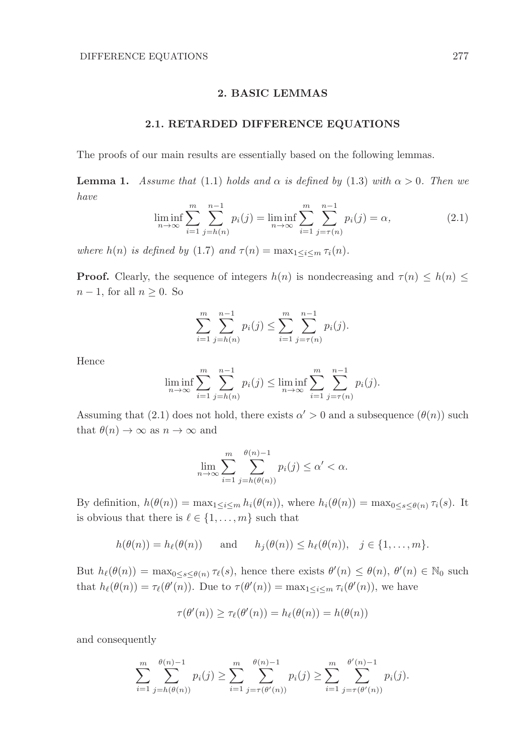## 2. BASIC LEMMAS

### 2.1. RETARDED DIFFERENCE EQUATIONS

The proofs of our main results are essentially based on the following lemmas.

**Lemma 1.** *Assume that* (1.1) *holds and $\alpha$ is defined by* (1.3) *with $\alpha > 0$. Then we have*

$$\liminf_{n\to\infty} \sum_{i=1}^{m} \sum_{j=h(n)}^{n-1} p_i(j) = \liminf_{n\to\infty} \sum_{i=1}^{m} \sum_{j=\tau(n)}^{n-1} p_i(j) = \alpha, \tag{2.1}$$

*where $h(n)$ is defined by* (1.7) *and $\tau(n) = \max_{1\le i\le m} \tau_i(n)$.*

**Proof.** Clearly, the sequence of integers $h(n)$ is nondecreasing and $\tau(n) \le h(n) \le n-1$, for all $n \ge 0$. So

$$\sum_{i=1}^{m} \sum_{j=h(n)}^{n-1} p_i(j) \le \sum_{i=1}^{m} \sum_{j=\tau(n)}^{n-1} p_i(j).$$

Hence

$$\liminf_{n\to\infty} \sum_{i=1}^{m} \sum_{j=h(n)}^{n-1} p_i(j) \le \liminf_{n\to\infty} \sum_{i=1}^{m} \sum_{j=\tau(n)}^{n-1} p_i(j).$$

Assuming that (2.1) does not hold, there exists $\alpha' > 0$ and a subsequence $(\theta(n))$ such that $\theta(n) \to \infty$ as $n \to \infty$ and

$$\lim_{n\to\infty} \sum_{i=1}^{m} \sum_{j=h(\theta(n))}^{\theta(n)-1} p_i(j) \le \alpha' < \alpha.$$

By definition, $h(\theta(n)) = \max_{1\le i\le m} h_i(\theta(n))$, where $h_i(\theta(n)) = \max_{0\le s\le \theta(n)} \tau_i(s)$. It is obvious that there is $\ell \in \{1,\ldots,m\}$ such that

$$h(\theta(n)) = h_\ell(\theta(n)) \qquad \text{and} \qquad h_j(\theta(n)) \le h_\ell(\theta(n)), \quad j \in \{1,\ldots,m\}.$$

But $h_\ell(\theta(n)) = \max_{0\le s\le \theta(n)} \tau_\ell(s)$, hence there exists $\theta'(n) \le \theta(n)$, $\theta'(n) \in \mathbb{N}_0$ such that $h_\ell(\theta(n)) = \tau_\ell(\theta'(n))$. Due to $\tau(\theta'(n)) = \max_{1\le i\le m} \tau_i(\theta'(n))$, we have

$$\tau(\theta'(n)) \ge \tau_\ell(\theta'(n)) = h_\ell(\theta(n)) = h(\theta(n))$$

and consequently

$$\sum_{i=1}^{m} \sum_{j=h(\theta(n))}^{\theta(n)-1} p_i(j) \ge \sum_{i=1}^{m} \sum_{j=\tau(\theta'(n))}^{\theta(n)-1} p_i(j) \ge \sum_{i=1}^{m} \sum_{j=\tau(\theta'(n))}^{\theta'(n)-1} p_i(j).$$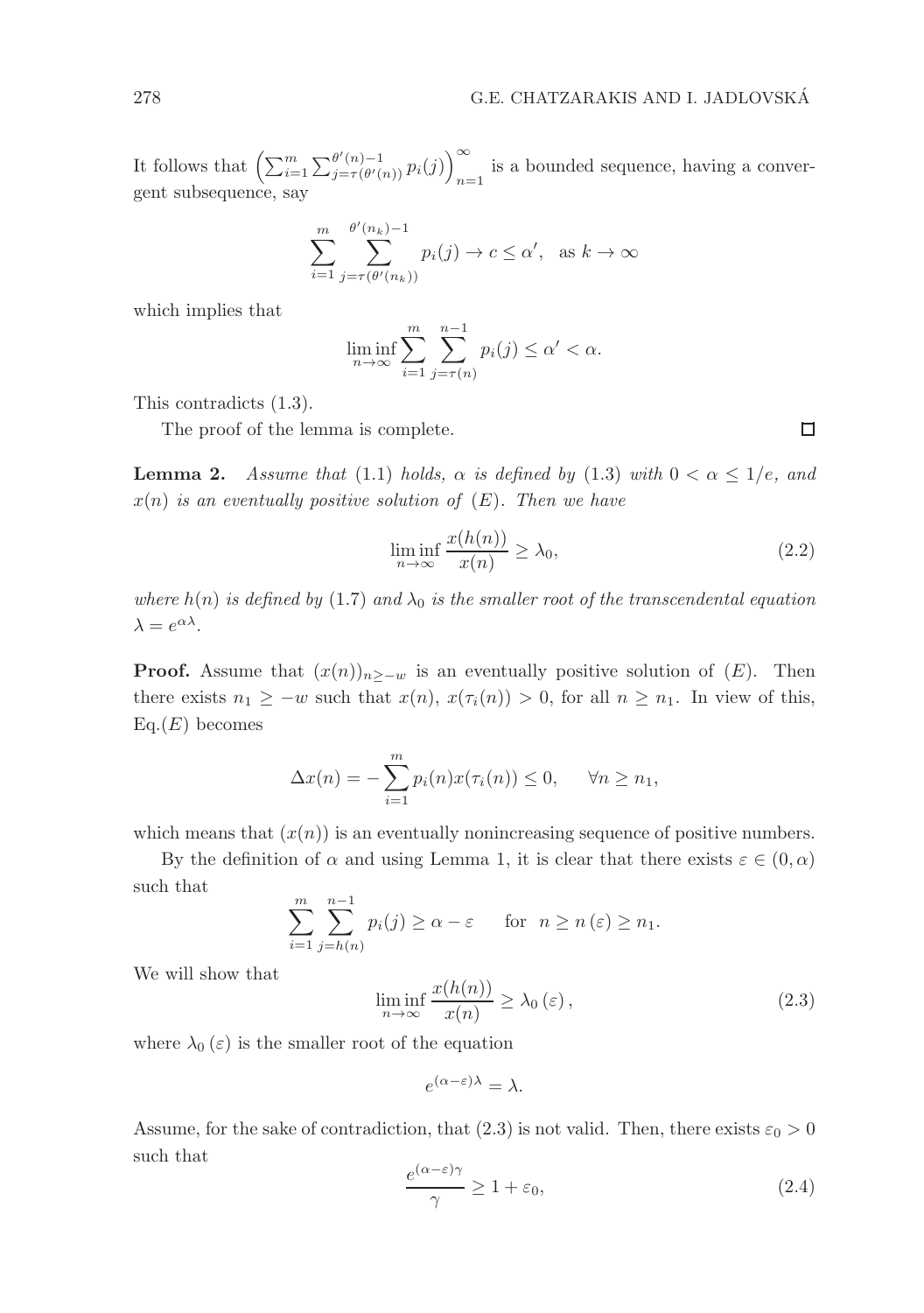It follows that $\left(\sum_{i=1}^{m}\sum_{j=\tau(\theta'(n))}^{\theta'(n)-1} p_i(j)\right)_{n=1}^{\infty}$ is a bounded sequence, having a convergent subsequence, say

$$\sum_{i=1}^{m}\sum_{j=\tau(\theta'(n_k))}^{\theta'(n_k)-1} p_i(j) \to c \leq \alpha', \quad \text{as } k \to \infty$$

which implies that

$$\liminf_{n\to\infty}\sum_{i=1}^{m}\sum_{j=\tau(n)}^{n-1} p_i(j) \leq \alpha' < \alpha.$$

This contradicts (1.3).

The proof of the lemma is complete. $\square$

**Lemma 2.** *Assume that* (1.1) *holds,* $\alpha$ *is defined by* (1.3) *with* $0 < \alpha \leq 1/e$, *and* $x(n)$ *is an eventually positive solution of* $(E)$. *Then we have*

$$\liminf_{n\to\infty}\frac{x(h(n))}{x(n)} \geq \lambda_0, \tag{2.2}$$

*where* $h(n)$ *is defined by* (1.7) *and* $\lambda_0$ *is the smaller root of the transcendental equation* $\lambda = e^{\alpha\lambda}$.

**Proof.** Assume that $(x(n))_{n\geq -w}$ is an eventually positive solution of $(E)$. Then there exists $n_1 \geq -w$ such that $x(n),\ x(\tau_i(n)) > 0$, for all $n \geq n_1$. In view of this, Eq.$(E)$ becomes

$$\Delta x(n) = -\sum_{i=1}^{m} p_i(n)x(\tau_i(n)) \leq 0, \qquad \forall n \geq n_1,$$

which means that $(x(n))$ is an eventually nonincreasing sequence of positive numbers.

By the definition of $\alpha$ and using Lemma 1, it is clear that there exists $\varepsilon \in (0,\alpha)$ such that

$$\sum_{i=1}^{m}\sum_{j=h(n)}^{n-1} p_i(j) \geq \alpha - \varepsilon \qquad \text{for } \ n \geq n\left(\varepsilon\right) \geq n_1.$$

We will show that

$$\liminf_{n\to\infty}\frac{x(h(n))}{x(n)} \geq \lambda_0\left(\varepsilon\right), \tag{2.3}$$

where $\lambda_0\left(\varepsilon\right)$ is the smaller root of the equation

$$e^{(\alpha-\varepsilon)\lambda} = \lambda.$$

Assume, for the sake of contradiction, that (2.3) is not valid. Then, there exists $\varepsilon_0 > 0$ such that

$$\frac{e^{(\alpha-\varepsilon)\gamma}}{\gamma} \geq 1 + \varepsilon_0, \tag{2.4}$$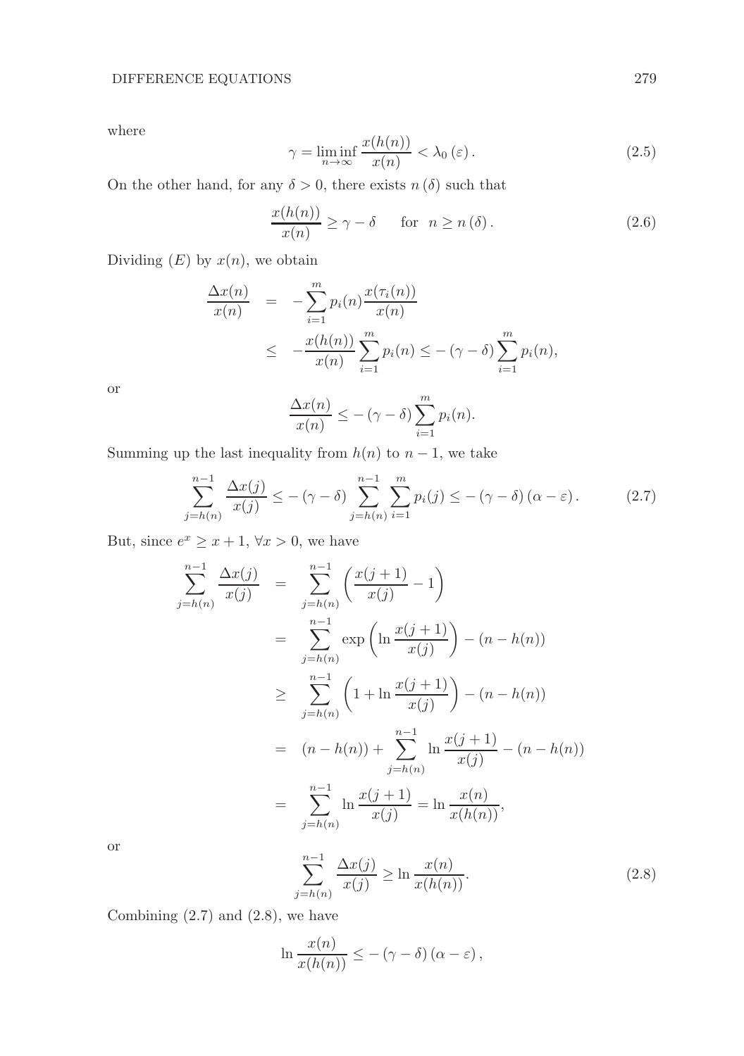where

$$\gamma = \liminf_{n\to\infty} \frac{x(h(n))}{x(n)} < \lambda_0\left(\varepsilon\right). \tag{2.5}$$

On the other hand, for any $\delta > 0$, there exists $n\left(\delta\right)$ such that

$$\frac{x(h(n))}{x(n)} \geq \gamma - \delta \qquad \text{for} \quad n \geq n\left(\delta\right). \tag{2.6}$$

Dividing $(E)$ by $x(n)$, we obtain

$$\begin{aligned}
\frac{\Delta x(n)}{x(n)} &= -\sum_{i=1}^{m} p_i(n) \frac{x(\tau_i(n))}{x(n)} \\
&\leq -\frac{x(h(n))}{x(n)} \sum_{i=1}^{m} p_i(n) \leq -\left(\gamma - \delta\right) \sum_{i=1}^{m} p_i(n),
\end{aligned}$$

or

$$\frac{\Delta x(n)}{x(n)} \leq -\left(\gamma - \delta\right) \sum_{i=1}^{m} p_i(n).$$

Summing up the last inequality from $h(n)$ to $n-1$, we take

$$\sum_{j=h(n)}^{n-1} \frac{\Delta x(j)}{x(j)} \leq -\left(\gamma - \delta\right) \sum_{j=h(n)}^{n-1} \sum_{i=1}^{m} p_i(j) \leq -\left(\gamma - \delta\right)\left(\alpha - \varepsilon\right). \tag{2.7}$$

But, since $e^x \geq x + 1$, $\forall x > 0$, we have

$$\begin{aligned}
\sum_{j=h(n)}^{n-1} \frac{\Delta x(j)}{x(j)} &= \sum_{j=h(n)}^{n-1} \left( \frac{x(j+1)}{x(j)} - 1 \right) \\
&= \sum_{j=h(n)}^{n-1} \exp\left( \ln \frac{x(j+1)}{x(j)} \right) - (n - h(n)) \\
&\geq \sum_{j=h(n)}^{n-1} \left( 1 + \ln \frac{x(j+1)}{x(j)} \right) - (n - h(n)) \\
&= (n - h(n)) + \sum_{j=h(n)}^{n-1} \ln \frac{x(j+1)}{x(j)} - (n - h(n)) \\
&= \sum_{j=h(n)}^{n-1} \ln \frac{x(j+1)}{x(j)} = \ln \frac{x(n)}{x(h(n))},
\end{aligned}$$

or

$$\sum_{j=h(n)}^{n-1} \frac{\Delta x(j)}{x(j)} \geq \ln \frac{x(n)}{x(h(n))}. \tag{2.8}$$

Combining (2.7) and (2.8), we have

$$\ln \frac{x(n)}{x(h(n))} \leq -\left(\gamma - \delta\right)\left(\alpha - \varepsilon\right),$$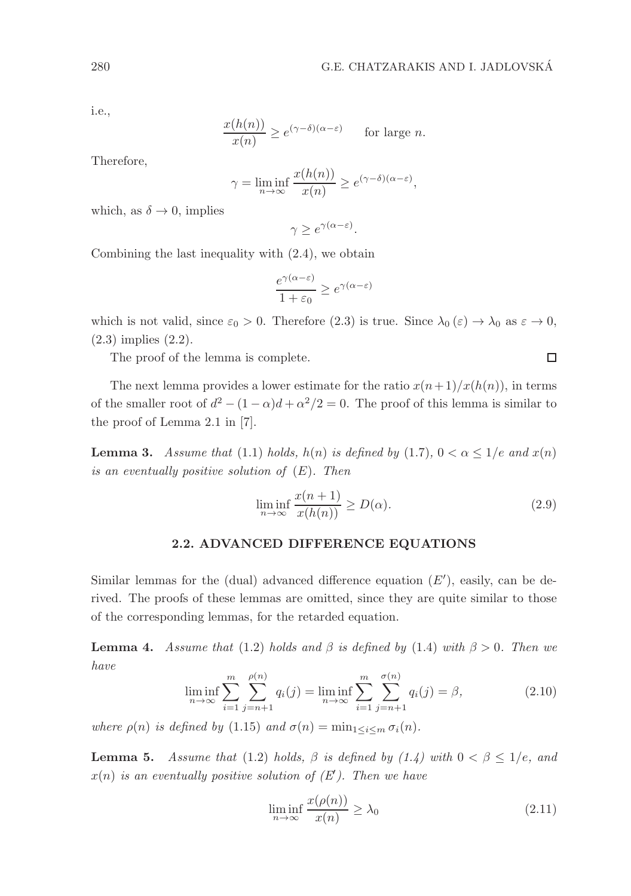i.e.,

$$\frac{x(h(n))}{x(n)} \geq e^{(\gamma-\delta)(\alpha-\varepsilon)} \qquad \text{for large } n.$$

Therefore,

$$\gamma = \liminf_{n\to\infty} \frac{x(h(n))}{x(n)} \geq e^{(\gamma-\delta)(\alpha-\varepsilon)},$$

which, as $\delta \to 0$, implies

$$\gamma \geq e^{\gamma(\alpha-\varepsilon)}.$$

Combining the last inequality with (2.4), we obtain

$$\frac{e^{\gamma(\alpha-\varepsilon)}}{1+\varepsilon_0} \geq e^{\gamma(\alpha-\varepsilon)}$$

which is not valid, since $\varepsilon_0 > 0$. Therefore (2.3) is true. Since $\lambda_0(\varepsilon) \to \lambda_0$ as $\varepsilon \to 0$, (2.3) implies (2.2).

The proof of the lemma is complete. □

The next lemma provides a lower estimate for the ratio $x(n+1)/x(h(n))$, in terms of the smaller root of $d^2 - (1-\alpha)d + \alpha^2/2 = 0$. The proof of this lemma is similar to the proof of Lemma 2.1 in [7].

**Lemma 3.** *Assume that* (1.1) *holds,* $h(n)$ *is defined by* (1.7)*,* $0 < \alpha \leq 1/e$ *and* $x(n)$ *is an eventually positive solution of* $(E)$*. Then*

$$\liminf_{n\to\infty} \frac{x(n+1)}{x(h(n))} \geq D(\alpha). \tag{2.9}$$

### 2.2. ADVANCED DIFFERENCE EQUATIONS

Similar lemmas for the (dual) advanced difference equation $(E')$, easily, can be derived. The proofs of these lemmas are omitted, since they are quite similar to those of the corresponding lemmas, for the retarded equation.

**Lemma 4.** *Assume that* (1.2) *holds and* $\beta$ *is defined by* (1.4) *with* $\beta > 0$*. Then we have*

$$\liminf_{n\to\infty} \sum_{i=1}^{m} \sum_{j=n+1}^{\rho(n)} q_i(j) = \liminf_{n\to\infty} \sum_{i=1}^{m} \sum_{j=n+1}^{\sigma(n)} q_i(j) = \beta, \tag{2.10}$$

*where* $\rho(n)$ *is defined by* (1.15) *and* $\sigma(n) = \min_{1\leq i\leq m} \sigma_i(n)$*.*

**Lemma 5.** *Assume that* (1.2) *holds,* $\beta$ *is defined by (1.4) with* $0 < \beta \leq 1/e$*, and* $x(n)$ *is an eventually positive solution of* $(E')$*. Then we have*

$$\liminf_{n\to\infty} \frac{x(\rho(n))}{x(n)} \geq \lambda_0 \tag{2.11}$$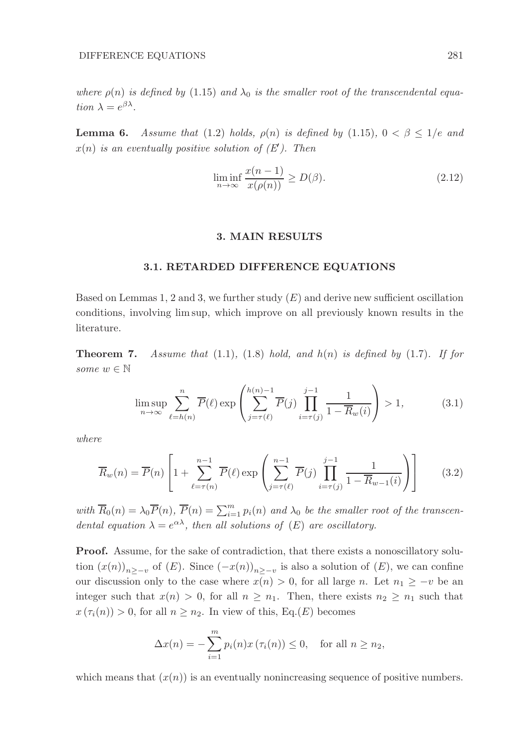*where $\rho(n)$ is defined by (1.15) and $\lambda_0$ is the smaller root of the transcendental equation $\lambda = e^{\beta\lambda}$.*

**Lemma 6.** *Assume that (1.2) holds, $\rho(n)$ is defined by (1.15), $0 < \beta \leq 1/e$ and $x(n)$ is an eventually positive solution of $(E')$. Then*

$$\liminf_{n\to\infty} \frac{x(n-1)}{x(\rho(n))} \geq D(\beta). \tag{2.12}$$

## 3. MAIN RESULTS

### 3.1. RETARDED DIFFERENCE EQUATIONS

Based on Lemmas 1, 2 and 3, we further study $(E)$ and derive new sufficient oscillation conditions, involving lim sup, which improve on all previously known results in the literature.

**Theorem 7.** *Assume that (1.1), (1.8) hold, and $h(n)$ is defined by (1.7). If for some $w \in \mathbb{N}$*

$$\limsup_{n\to\infty} \sum_{\ell=h(n)}^{n} \overline{P}(\ell) \exp\left( \sum_{j=\tau(\ell)}^{h(n)-1} \overline{P}(j) \prod_{i=\tau(j)}^{j-1} \frac{1}{1-\overline{R}_w(i)} \right) > 1, \tag{3.1}$$

*where*

$$\overline{R}_w(n) = \overline{P}(n) \left[ 1 + \sum_{\ell=\tau(n)}^{n-1} \overline{P}(\ell) \exp\left( \sum_{j=\tau(\ell)}^{n-1} \overline{P}(j) \prod_{i=\tau(j)}^{j-1} \frac{1}{1-\overline{R}_{w-1}(i)} \right) \right] \tag{3.2}$$

*with $\overline{R}_0(n) = \lambda_0 \overline{P}(n)$, $\overline{P}(n) = \sum_{i=1}^{m} p_i(n)$ and $\lambda_0$ be the smaller root of the transcendental equation $\lambda = e^{\alpha\lambda}$, then all solutions of $(E)$ are oscillatory.*

**Proof.** Assume, for the sake of contradiction, that there exists a nonoscillatory solution $(x(n))_{n\geq -v}$ of $(E)$. Since $(-x(n))_{n\geq -v}$ is also a solution of $(E)$, we can confine our discussion only to the case where $x(n) > 0$, for all large $n$. Let $n_1 \geq -v$ be an integer such that $x(n) > 0$, for all $n \geq n_1$. Then, there exists $n_2 \geq n_1$ such that $x(\tau_i(n)) > 0$, for all $n \geq n_2$. In view of this, Eq.$(E)$ becomes

$$\Delta x(n) = -\sum_{i=1}^{m} p_i(n) x(\tau_i(n)) \leq 0, \quad \text{for all } n \geq n_2,$$

which means that $(x(n))$ is an eventually nonincreasing sequence of positive numbers.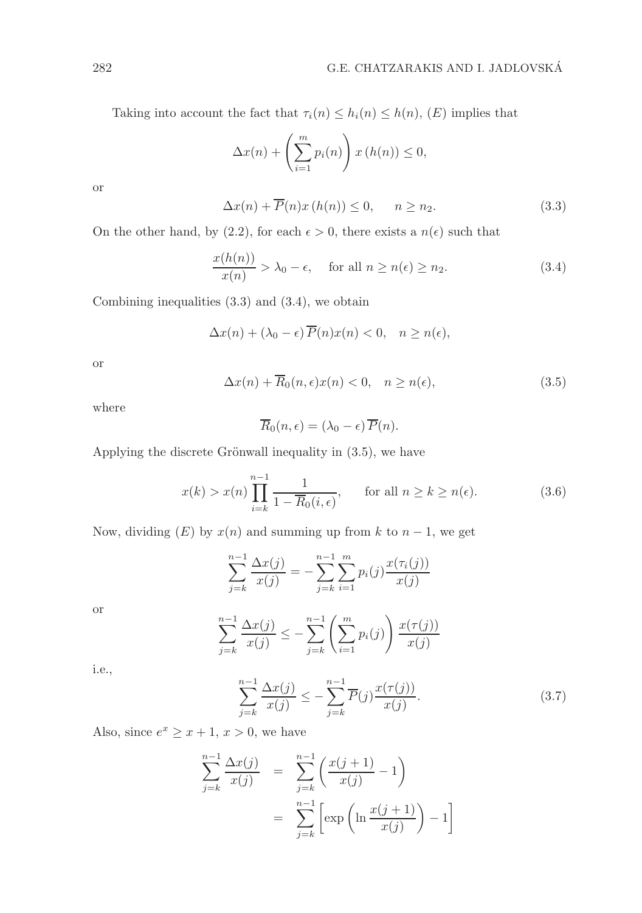Taking into account the fact that $\tau_i(n) \leq h_i(n) \leq h(n)$, $(E)$ implies that

$$\Delta x(n) + \left(\sum_{i=1}^{m} p_i(n)\right) x\left(h(n)\right) \leq 0,$$

or

$$\Delta x(n) + \overline{P}(n) x\left(h(n)\right) \leq 0, \qquad n \geq n_2. \tag{3.3}$$

On the other hand, by (2.2), for each $\epsilon > 0$, there exists a $n(\epsilon)$ such that

$$\frac{x(h(n))}{x(n)} > \lambda_0 - \epsilon, \quad \text{ for all } n \geq n(\epsilon) \geq n_2. \tag{3.4}$$

Combining inequalities (3.3) and (3.4), we obtain

$$\Delta x(n) + (\lambda_0 - \epsilon)\, \overline{P}(n) x(n) < 0, \quad n \geq n(\epsilon),$$

or

$$\Delta x(n) + \overline{R}_0(n, \epsilon) x(n) < 0, \quad n \geq n(\epsilon), \tag{3.5}$$

where

$$\overline{R}_0(n, \epsilon) = (\lambda_0 - \epsilon)\, \overline{P}(n).$$

Applying the discrete Grönwall inequality in (3.5), we have

$$x(k) > x(n) \prod_{i=k}^{n-1} \frac{1}{1 - \overline{R}_0(i, \epsilon)}, \qquad \text{for all } n \geq k \geq n(\epsilon). \tag{3.6}$$

Now, dividing $(E)$ by $x(n)$ and summing up from $k$ to $n-1$, we get

$$\sum_{j=k}^{n-1} \frac{\Delta x(j)}{x(j)} = -\sum_{j=k}^{n-1} \sum_{i=1}^{m} p_i(j) \frac{x(\tau_i(j))}{x(j)}$$

or

$$\sum_{j=k}^{n-1} \frac{\Delta x(j)}{x(j)} \leq -\sum_{j=k}^{n-1} \left(\sum_{i=1}^{m} p_i(j)\right) \frac{x(\tau(j))}{x(j)}$$

i.e.,

$$\sum_{j=k}^{n-1} \frac{\Delta x(j)}{x(j)} \leq -\sum_{j=k}^{n-1} \overline{P}(j) \frac{x(\tau(j))}{x(j)}. \tag{3.7}$$

Also, since $e^x \geq x + 1$, $x > 0$, we have

$$\begin{aligned}
\sum_{j=k}^{n-1} \frac{\Delta x(j)}{x(j)} &= \sum_{j=k}^{n-1} \left(\frac{x(j+1)}{x(j)} - 1\right) \\
&= \sum_{j=k}^{n-1} \left[\exp\left(\ln \frac{x(j+1)}{x(j)}\right) - 1\right]
\end{aligned}$$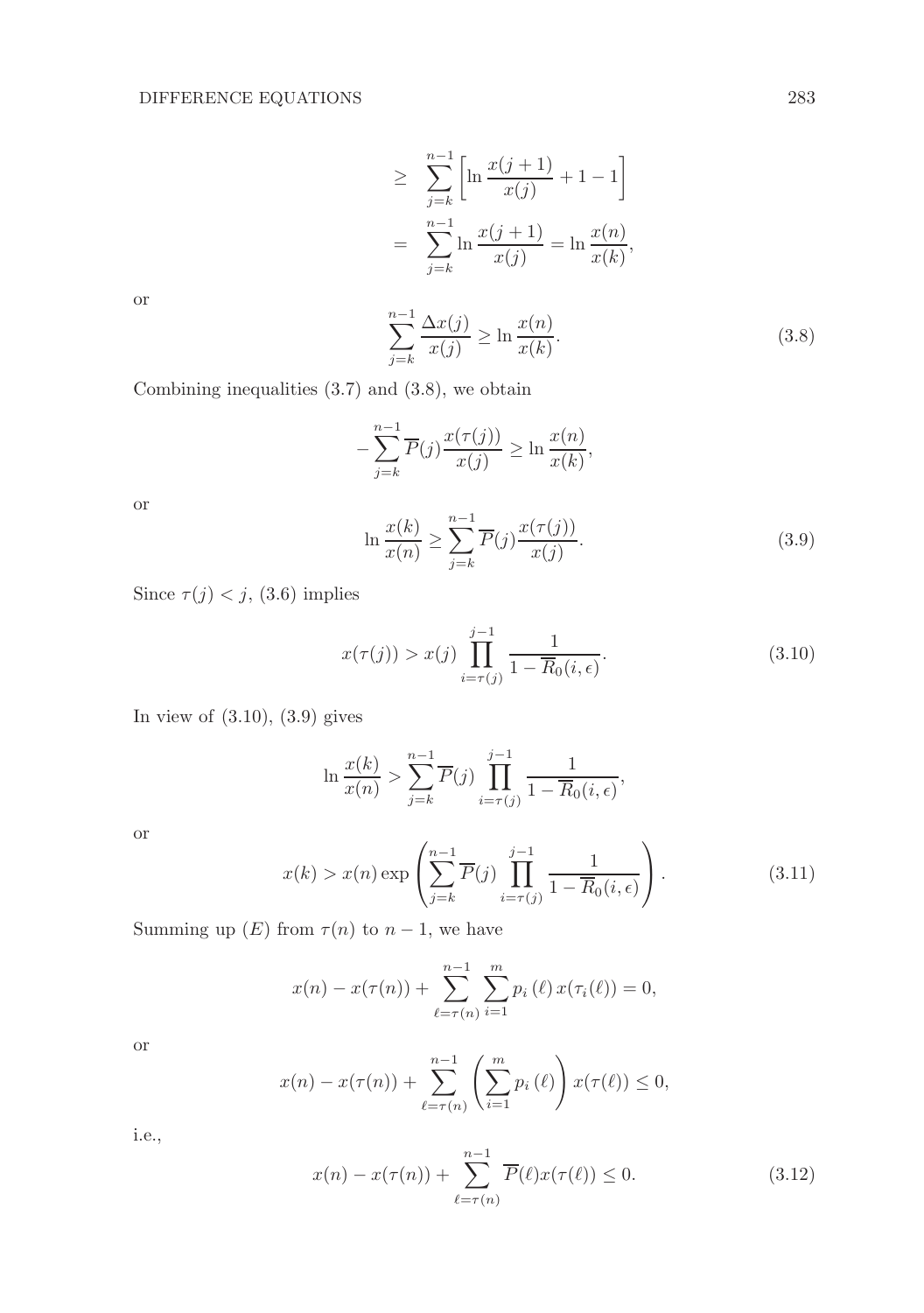$$
\begin{aligned}
&\geq \sum_{j=k}^{n-1}\left[\ln\frac{x(j+1)}{x(j)}+1-1\right] \\
&= \sum_{j=k}^{n-1}\ln\frac{x(j+1)}{x(j)}=\ln\frac{x(n)}{x(k)},
\end{aligned}
$$

or

$$
\sum_{j=k}^{n-1}\frac{\Delta x(j)}{x(j)} \geq \ln\frac{x(n)}{x(k)}. \tag{3.8}
$$

Combining inequalities (3.7) and (3.8), we obtain

$$
-\sum_{j=k}^{n-1}\overline{P}(j)\frac{x(\tau(j))}{x(j)} \geq \ln\frac{x(n)}{x(k)},
$$

or

$$
\ln\frac{x(k)}{x(n)} \geq \sum_{j=k}^{n-1}\overline{P}(j)\frac{x(\tau(j))}{x(j)}. \tag{3.9}
$$

Since $\tau(j) < j$, (3.6) implies

$$
x(\tau(j)) > x(j)\prod_{i=\tau(j)}^{j-1}\frac{1}{1-\overline{R}_0(i,\epsilon)}. \tag{3.10}
$$

In view of (3.10), (3.9) gives

$$
\ln\frac{x(k)}{x(n)} > \sum_{j=k}^{n-1}\overline{P}(j)\prod_{i=\tau(j)}^{j-1}\frac{1}{1-\overline{R}_0(i,\epsilon)},
$$

or

$$
x(k) > x(n)\exp\left(\sum_{j=k}^{n-1}\overline{P}(j)\prod_{i=\tau(j)}^{j-1}\frac{1}{1-\overline{R}_0(i,\epsilon)}\right). \tag{3.11}
$$

Summing up $(E)$ from $\tau(n)$ to $n-1$, we have

$$
x(n)-x(\tau(n))+\sum_{\ell=\tau(n)}^{n-1}\sum_{i=1}^{m}p_i(\ell)\,x(\tau_i(\ell))=0,
$$

or

$$
x(n)-x(\tau(n))+\sum_{\ell=\tau(n)}^{n-1}\left(\sum_{i=1}^{m}p_i(\ell)\right)x(\tau(\ell)) \leq 0,
$$

i.e.,

$$
x(n)-x(\tau(n))+\sum_{\ell=\tau(n)}^{n-1}\overline{P}(\ell)x(\tau(\ell)) \leq 0. \tag{3.12}
$$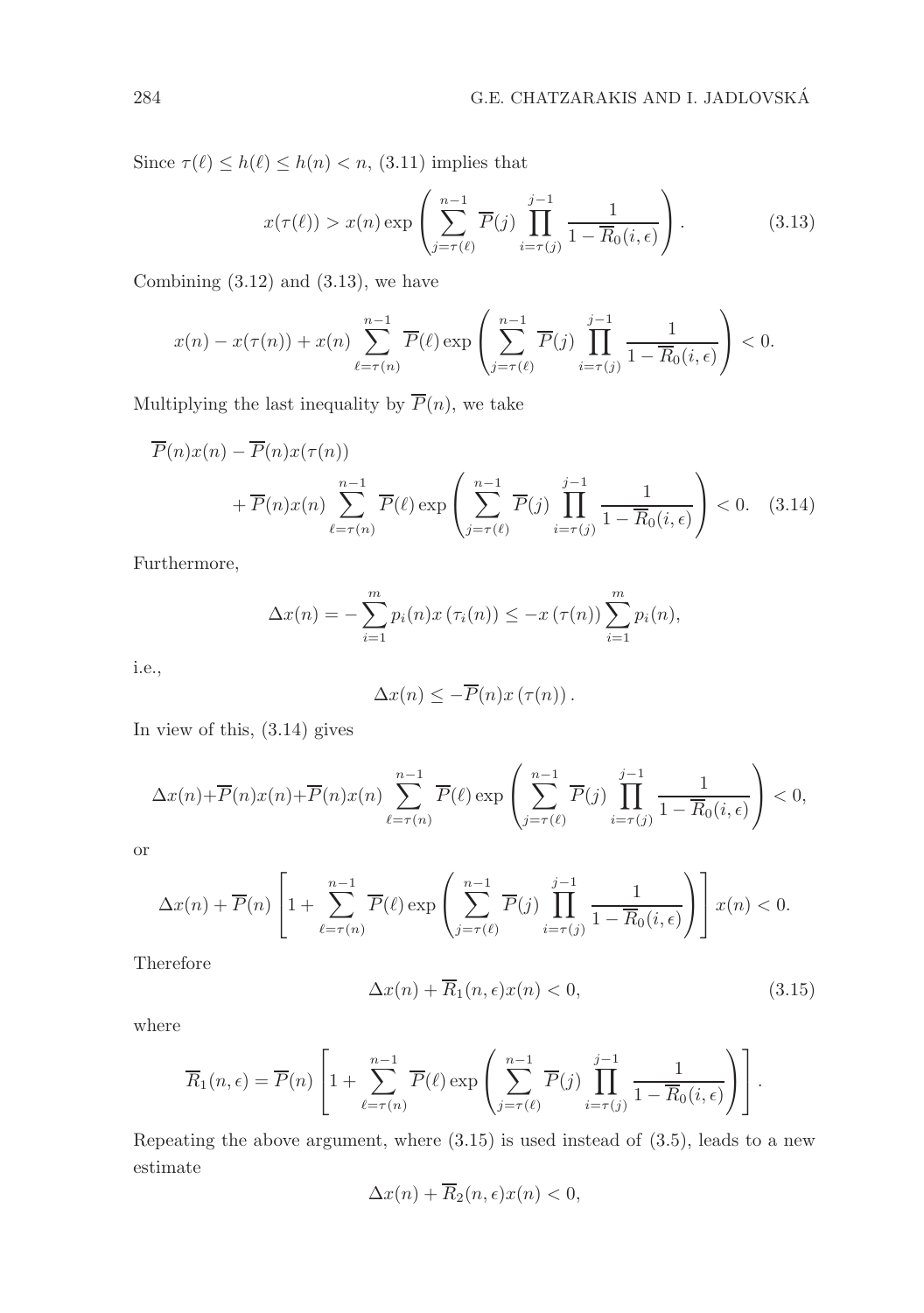Since $\tau(\ell) \leq h(\ell) \leq h(n) < n$, (3.11) implies that

$$x(\tau(\ell)) > x(n) \exp\left(\sum_{j=\tau(\ell)}^{n-1} \overline{P}(j) \prod_{i=\tau(j)}^{j-1} \frac{1}{1-\overline{R}_0(i,\epsilon)}\right). \tag{3.13}$$

Combining (3.12) and (3.13), we have

$$x(n) - x(\tau(n)) + x(n) \sum_{\ell=\tau(n)}^{n-1} \overline{P}(\ell) \exp\left(\sum_{j=\tau(\ell)}^{n-1} \overline{P}(j) \prod_{i=\tau(j)}^{j-1} \frac{1}{1-\overline{R}_0(i,\epsilon)}\right) < 0.$$

Multiplying the last inequality by $\overline{P}(n)$, we take

$$\overline{P}(n)x(n) - \overline{P}(n)x(\tau(n)) + \overline{P}(n)x(n) \sum_{\ell=\tau(n)}^{n-1} \overline{P}(\ell) \exp\left(\sum_{j=\tau(\ell)}^{n-1} \overline{P}(j) \prod_{i=\tau(j)}^{j-1} \frac{1}{1-\overline{R}_0(i,\epsilon)}\right) < 0. \tag{3.14}$$

Furthermore,

$$\Delta x(n) = -\sum_{i=1}^{m} p_i(n) x\left(\tau_i(n)\right) \leq -x\left(\tau(n)\right) \sum_{i=1}^{m} p_i(n),$$

i.e.,

$$\Delta x(n) \leq -\overline{P}(n) x\left(\tau(n)\right).$$

In view of this, (3.14) gives

$$\Delta x(n) + \overline{P}(n)x(n) + \overline{P}(n)x(n) \sum_{\ell=\tau(n)}^{n-1} \overline{P}(\ell) \exp\left(\sum_{j=\tau(\ell)}^{n-1} \overline{P}(j) \prod_{i=\tau(j)}^{j-1} \frac{1}{1-\overline{R}_0(i,\epsilon)}\right) < 0,$$

or

$$\Delta x(n) + \overline{P}(n)\left[1 + \sum_{\ell=\tau(n)}^{n-1} \overline{P}(\ell) \exp\left(\sum_{j=\tau(\ell)}^{n-1} \overline{P}(j) \prod_{i=\tau(j)}^{j-1} \frac{1}{1-\overline{R}_0(i,\epsilon)}\right)\right] x(n) < 0.$$

Therefore

$$\Delta x(n) + \overline{R}_1(n,\epsilon) x(n) < 0, \tag{3.15}$$

where

$$\overline{R}_1(n,\epsilon) = \overline{P}(n)\left[1 + \sum_{\ell=\tau(n)}^{n-1} \overline{P}(\ell) \exp\left(\sum_{j=\tau(\ell)}^{n-1} \overline{P}(j) \prod_{i=\tau(j)}^{j-1} \frac{1}{1-\overline{R}_0(i,\epsilon)}\right)\right].$$

Repeating the above argument, where (3.15) is used instead of (3.5), leads to a new estimate

$$\Delta x(n) + \overline{R}_2(n,\epsilon) x(n) < 0,$$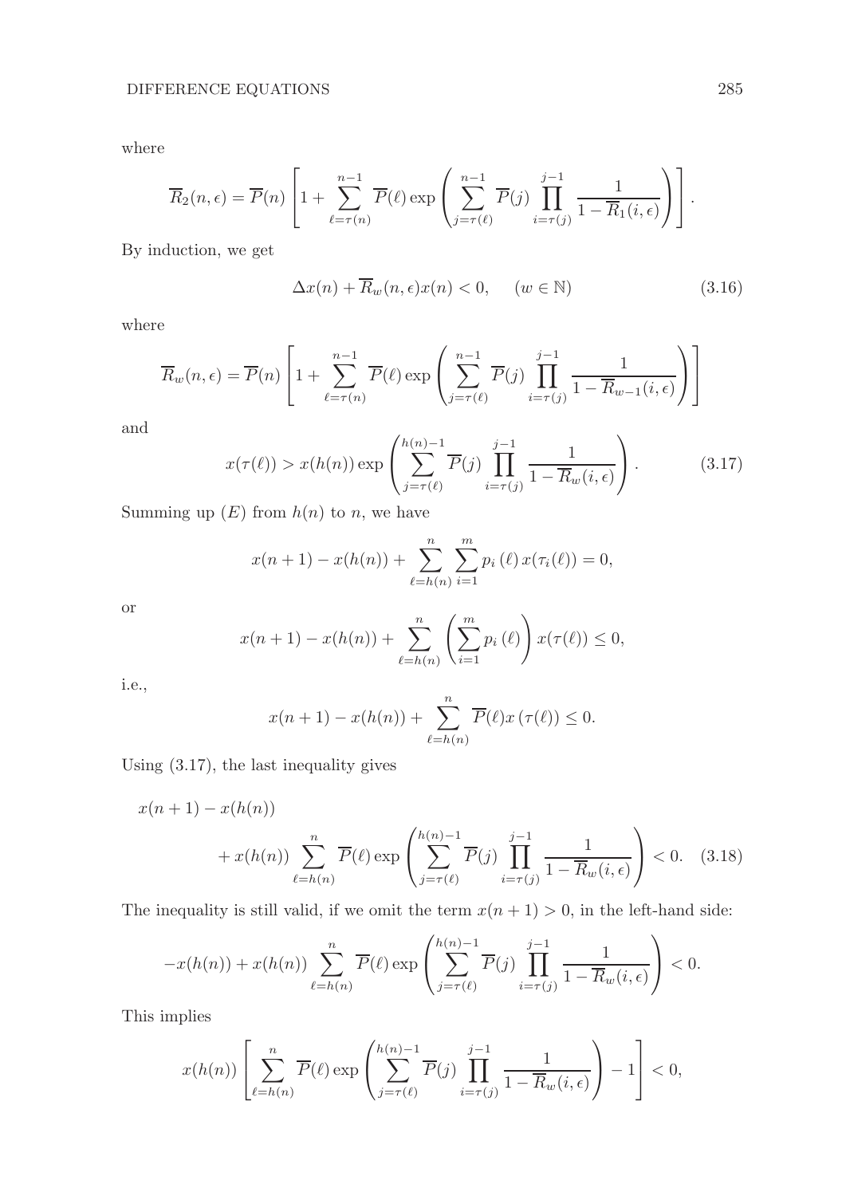where

$$\overline{R}_2(n,\epsilon) = \overline{P}(n)\left[1 + \sum_{\ell=\tau(n)}^{n-1} \overline{P}(\ell) \exp\left(\sum_{j=\tau(\ell)}^{n-1} \overline{P}(j) \prod_{i=\tau(j)}^{j-1} \frac{1}{1-\overline{R}_1(i,\epsilon)}\right)\right].$$

By induction, we get

$$\Delta x(n) + \overline{R}_w(n,\epsilon)x(n) < 0, \qquad (w \in \mathbb{N}) \tag{3.16}$$

where

$$\overline{R}_w(n,\epsilon) = \overline{P}(n)\left[1 + \sum_{\ell=\tau(n)}^{n-1} \overline{P}(\ell) \exp\left(\sum_{j=\tau(\ell)}^{n-1} \overline{P}(j) \prod_{i=\tau(j)}^{j-1} \frac{1}{1-\overline{R}_{w-1}(i,\epsilon)}\right)\right]$$

and

$$x(\tau(\ell)) > x(h(n)) \exp\left(\sum_{j=\tau(\ell)}^{h(n)-1} \overline{P}(j) \prod_{i=\tau(j)}^{j-1} \frac{1}{1-\overline{R}_w(i,\epsilon)}\right). \tag{3.17}$$

Summing up $(E)$ from $h(n)$ to $n$, we have

$$x(n+1) - x(h(n)) + \sum_{\ell=h(n)}^{n} \sum_{i=1}^{m} p_i(\ell)\, x(\tau_i(\ell)) = 0,$$

or

$$x(n+1) - x(h(n)) + \sum_{\ell=h(n)}^{n} \left(\sum_{i=1}^{m} p_i(\ell)\right) x(\tau(\ell)) \leq 0,$$

i.e.,

$$x(n+1) - x(h(n)) + \sum_{\ell=h(n)}^{n} \overline{P}(\ell) x(\tau(\ell)) \leq 0.$$

Using (3.17), the last inequality gives

$$x(n+1) - x(h(n)) + x(h(n)) \sum_{\ell=h(n)}^{n} \overline{P}(\ell) \exp\left(\sum_{j=\tau(\ell)}^{h(n)-1} \overline{P}(j) \prod_{i=\tau(j)}^{j-1} \frac{1}{1-\overline{R}_w(i,\epsilon)}\right) < 0. \tag{3.18}$$

The inequality is still valid, if we omit the term $x(n+1) > 0$, in the left-hand side:

$$-x(h(n)) + x(h(n)) \sum_{\ell=h(n)}^{n} \overline{P}(\ell) \exp\left(\sum_{j=\tau(\ell)}^{h(n)-1} \overline{P}(j) \prod_{i=\tau(j)}^{j-1} \frac{1}{1-\overline{R}_w(i,\epsilon)}\right) < 0.$$

This implies

$$x(h(n)) \left[\sum_{\ell=h(n)}^{n} \overline{P}(\ell) \exp\left(\sum_{j=\tau(\ell)}^{h(n)-1} \overline{P}(j) \prod_{i=\tau(j)}^{j-1} \frac{1}{1-\overline{R}_w(i,\epsilon)}\right) - 1\right] < 0,$$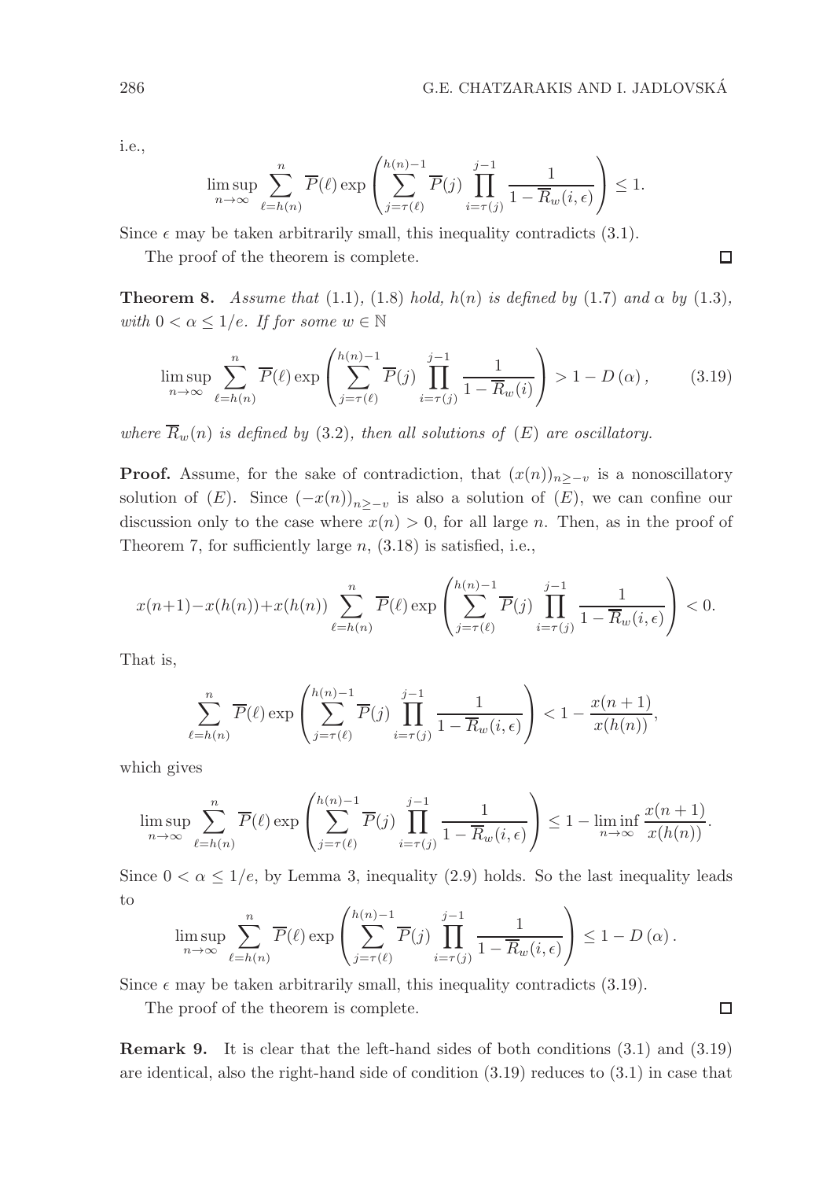i.e.,

$$\limsup_{n\to\infty} \sum_{\ell=h(n)}^{n} \overline{P}(\ell) \exp\left( \sum_{j=\tau(\ell)}^{h(n)-1} \overline{P}(j) \prod_{i=\tau(j)}^{j-1} \frac{1}{1-\overline{R}_w(i,\epsilon)} \right) \leq 1.$$

Since $\epsilon$ may be taken arbitrarily small, this inequality contradicts (3.1).

The proof of the theorem is complete. □

**Theorem 8.** *Assume that* (1.1), (1.8) *hold,* $h(n)$ *is defined by* (1.7) *and* $\alpha$ *by* (1.3), *with* $0 < \alpha \leq 1/e$. *If for some* $w \in \mathbb{N}$

$$\limsup_{n\to\infty} \sum_{\ell=h(n)}^{n} \overline{P}(\ell) \exp\left( \sum_{j=\tau(\ell)}^{h(n)-1} \overline{P}(j) \prod_{i=\tau(j)}^{j-1} \frac{1}{1-\overline{R}_w(i)} \right) > 1 - D(\alpha), \tag{3.19}$$

*where* $\overline{R}_w(n)$ *is defined by* (3.2), *then all solutions of* $(E)$ *are oscillatory.*

**Proof.** Assume, for the sake of contradiction, that $(x(n))_{n\geq -v}$ is a nonoscillatory solution of $(E)$. Since $(-x(n))_{n\geq -v}$ is also a solution of $(E)$, we can confine our discussion only to the case where $x(n) > 0$, for all large $n$. Then, as in the proof of Theorem 7, for sufficiently large $n$, (3.18) is satisfied, i.e.,

$$x(n+1) - x(h(n)) + x(h(n)) \sum_{\ell=h(n)}^{n} \overline{P}(\ell) \exp\left( \sum_{j=\tau(\ell)}^{h(n)-1} \overline{P}(j) \prod_{i=\tau(j)}^{j-1} \frac{1}{1-\overline{R}_w(i,\epsilon)} \right) < 0.$$

That is,

$$\sum_{\ell=h(n)}^{n} \overline{P}(\ell) \exp\left( \sum_{j=\tau(\ell)}^{h(n)-1} \overline{P}(j) \prod_{i=\tau(j)}^{j-1} \frac{1}{1-\overline{R}_w(i,\epsilon)} \right) < 1 - \frac{x(n+1)}{x(h(n))},$$

which gives

$$\limsup_{n\to\infty} \sum_{\ell=h(n)}^{n} \overline{P}(\ell) \exp\left( \sum_{j=\tau(\ell)}^{h(n)-1} \overline{P}(j) \prod_{i=\tau(j)}^{j-1} \frac{1}{1-\overline{R}_w(i,\epsilon)} \right) \leq 1 - \liminf_{n\to\infty} \frac{x(n+1)}{x(h(n))}.$$

Since $0 < \alpha \leq 1/e$, by Lemma 3, inequality (2.9) holds. So the last inequality leads to

$$\limsup_{n\to\infty} \sum_{\ell=h(n)}^{n} \overline{P}(\ell) \exp\left( \sum_{j=\tau(\ell)}^{h(n)-1} \overline{P}(j) \prod_{i=\tau(j)}^{j-1} \frac{1}{1-\overline{R}_w(i,\epsilon)} \right) \leq 1 - D(\alpha).$$

Since $\epsilon$ may be taken arbitrarily small, this inequality contradicts (3.19).

The proof of the theorem is complete. □

**Remark 9.** It is clear that the left-hand sides of both conditions (3.1) and (3.19) are identical, also the right-hand side of condition (3.19) reduces to (3.1) in case that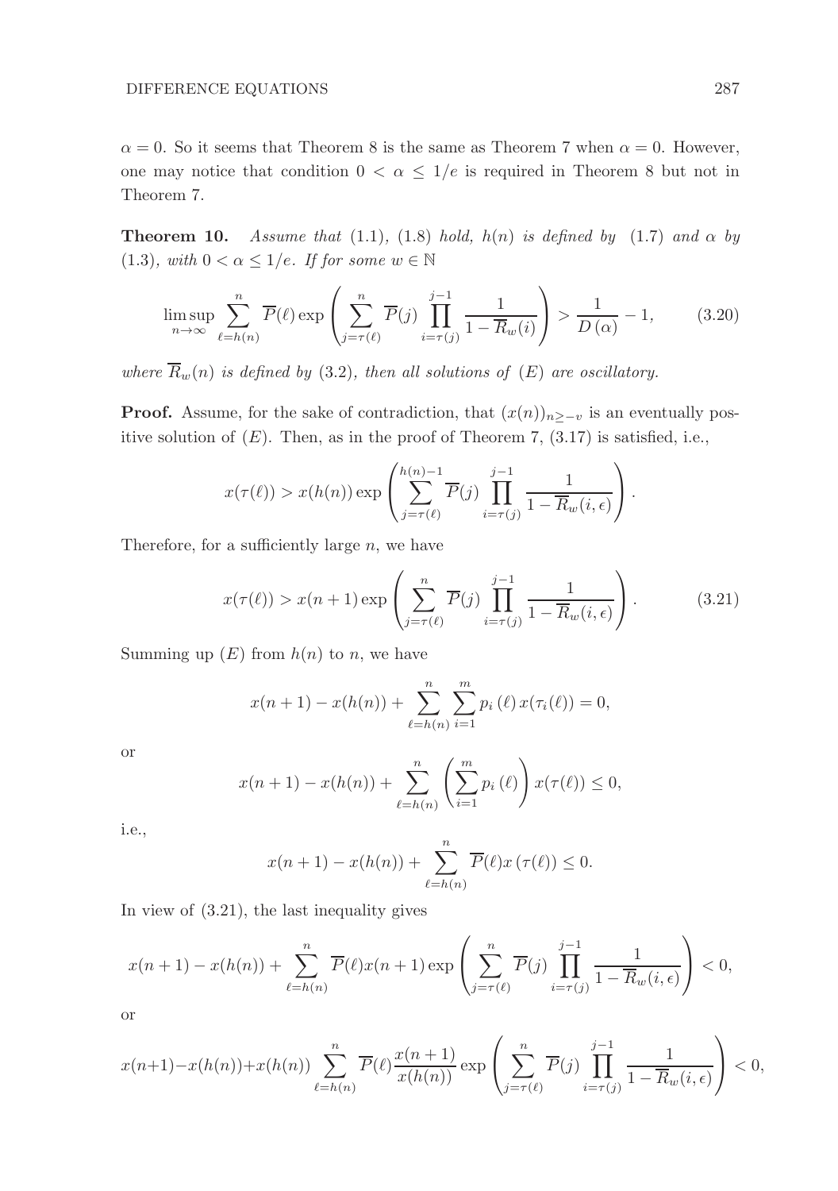$\alpha = 0$. So it seems that Theorem 8 is the same as Theorem 7 when $\alpha = 0$. However, one may notice that condition $0 < \alpha \leq 1/e$ is required in Theorem 8 but not in Theorem 7.

**Theorem 10.** *Assume that* (1.1), (1.8) *hold,* $h(n)$ *is defined by* (1.7) *and* $\alpha$ *by* (1.3), *with* $0 < \alpha \leq 1/e$. *If for some* $w \in \mathbb{N}$

$$\limsup_{n\to\infty} \sum_{\ell=h(n)}^{n} \overline{P}(\ell) \exp\left(\sum_{j=\tau(\ell)}^{n} \overline{P}(j) \prod_{i=\tau(j)}^{j-1} \frac{1}{1-\overline{R}_w(i)}\right) > \frac{1}{D(\alpha)} - 1, \tag{3.20}$$

*where* $\overline{R}_w(n)$ *is defined by* (3.2), *then all solutions of* $(E)$ *are oscillatory.*

**Proof.** Assume, for the sake of contradiction, that $(x(n))_{n\geq -v}$ is an eventually positive solution of $(E)$. Then, as in the proof of Theorem 7, (3.17) is satisfied, i.e.,

$$x(\tau(\ell)) > x(h(n)) \exp\left(\sum_{j=\tau(\ell)}^{h(n)-1} \overline{P}(j) \prod_{i=\tau(j)}^{j-1} \frac{1}{1-\overline{R}_w(i,\epsilon)}\right).$$

Therefore, for a sufficiently large $n$, we have

$$x(\tau(\ell)) > x(n+1) \exp\left(\sum_{j=\tau(\ell)}^{n} \overline{P}(j) \prod_{i=\tau(j)}^{j-1} \frac{1}{1-\overline{R}_w(i,\epsilon)}\right). \tag{3.21}$$

Summing up $(E)$ from $h(n)$ to $n$, we have

$$x(n+1) - x(h(n)) + \sum_{\ell=h(n)}^{n} \sum_{i=1}^{m} p_i(\ell)\, x(\tau_i(\ell)) = 0,$$

or

$$x(n+1) - x(h(n)) + \sum_{\ell=h(n)}^{n} \left(\sum_{i=1}^{m} p_i(\ell)\right) x(\tau(\ell)) \leq 0,$$

i.e.,

$$x(n+1) - x(h(n)) + \sum_{\ell=h(n)}^{n} \overline{P}(\ell) x(\tau(\ell)) \leq 0.$$

In view of (3.21), the last inequality gives

$$x(n+1) - x(h(n)) + \sum_{\ell=h(n)}^{n} \overline{P}(\ell) x(n+1) \exp\left(\sum_{j=\tau(\ell)}^{n} \overline{P}(j) \prod_{i=\tau(j)}^{j-1} \frac{1}{1-\overline{R}_w(i,\epsilon)}\right) < 0,$$

or

$$x(n+1) - x(h(n)) + x(h(n)) \sum_{\ell=h(n)}^{n} \overline{P}(\ell) \frac{x(n+1)}{x(h(n))} \exp\left(\sum_{j=\tau(\ell)}^{n} \overline{P}(j) \prod_{i=\tau(j)}^{j-1} \frac{1}{1-\overline{R}_w(i,\epsilon)}\right) < 0,$$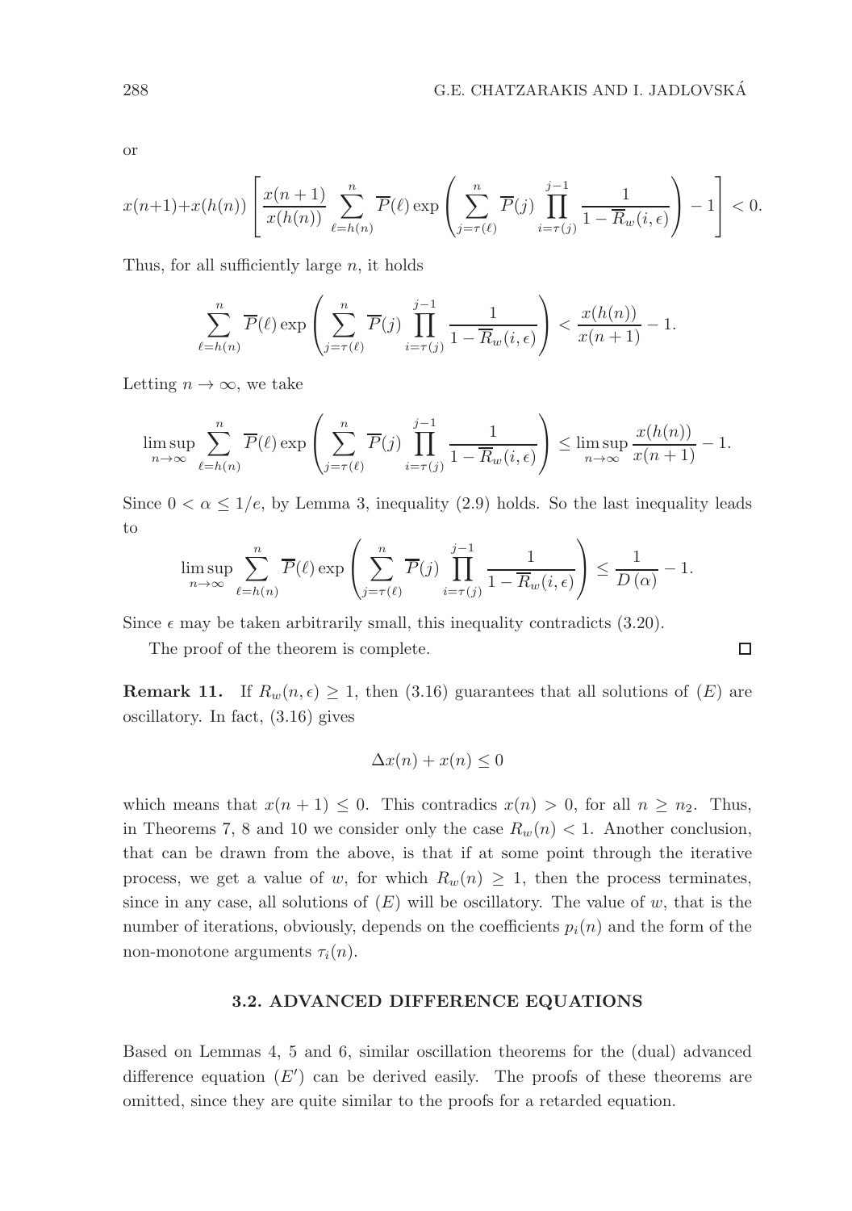or

$$x(n+1)+x(h(n))\left[\frac{x(n+1)}{x(h(n))}\sum_{\ell=h(n)}^{n}\overline{P}(\ell)\exp\left(\sum_{j=\tau(\ell)}^{n}\overline{P}(j)\prod_{i=\tau(j)}^{j-1}\frac{1}{1-\overline{R}_w(i,\epsilon)}\right)-1\right]<0.$$

Thus, for all sufficiently large $n$, it holds

$$\sum_{\ell=h(n)}^{n}\overline{P}(\ell)\exp\left(\sum_{j=\tau(\ell)}^{n}\overline{P}(j)\prod_{i=\tau(j)}^{j-1}\frac{1}{1-\overline{R}_w(i,\epsilon)}\right)<\frac{x(h(n))}{x(n+1)}-1.$$

Letting $n\to\infty$, we take

$$\limsup_{n\to\infty}\sum_{\ell=h(n)}^{n}\overline{P}(\ell)\exp\left(\sum_{j=\tau(\ell)}^{n}\overline{P}(j)\prod_{i=\tau(j)}^{j-1}\frac{1}{1-\overline{R}_w(i,\epsilon)}\right)\leq\limsup_{n\to\infty}\frac{x(h(n))}{x(n+1)}-1.$$

Since $0<\alpha\leq 1/e$, by Lemma 3, inequality (2.9) holds. So the last inequality leads to

$$\limsup_{n\to\infty}\sum_{\ell=h(n)}^{n}\overline{P}(\ell)\exp\left(\sum_{j=\tau(\ell)}^{n}\overline{P}(j)\prod_{i=\tau(j)}^{j-1}\frac{1}{1-\overline{R}_w(i,\epsilon)}\right)\leq\frac{1}{D(\alpha)}-1.$$

Since $\epsilon$ may be taken arbitrarily small, this inequality contradicts (3.20).

The proof of the theorem is complete. □

**Remark 11.** If $R_w(n,\epsilon)\geq 1$, then (3.16) guarantees that all solutions of $(E)$ are oscillatory. In fact, (3.16) gives

$$\Delta x(n)+x(n)\leq 0$$

which means that $x(n+1)\leq 0$. This contradics $x(n)>0$, for all $n\geq n_2$. Thus, in Theorems 7, 8 and 10 we consider only the case $R_w(n)<1$. Another conclusion, that can be drawn from the above, is that if at some point through the iterative process, we get a value of $w$, for which $R_w(n)\geq 1$, then the process terminates, since in any case, all solutions of $(E)$ will be oscillatory. The value of $w$, that is the number of iterations, obviously, depends on the coefficients $p_i(n)$ and the form of the non-monotone arguments $\tau_i(n)$.

### 3.2. ADVANCED DIFFERENCE EQUATIONS

Based on Lemmas 4, 5 and 6, similar oscillation theorems for the (dual) advanced difference equation $(E')$ can be derived easily. The proofs of these theorems are omitted, since they are quite similar to the proofs for a retarded equation.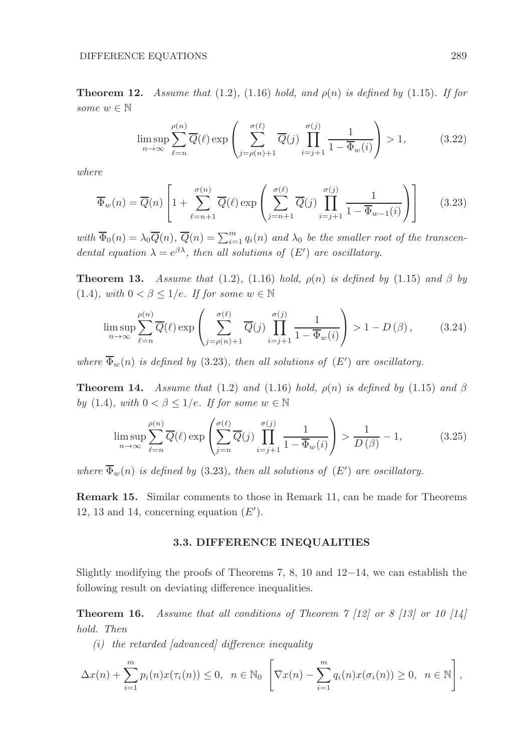**Theorem 12.** *Assume that* (1.2), (1.16) *hold, and* $\rho(n)$ *is defined by* (1.15)*. If for some* $w \in \mathbb{N}$

$$\limsup_{n\to\infty} \sum_{\ell=n}^{\rho(n)} \overline{Q}(\ell) \exp\left( \sum_{j=\rho(n)+1}^{\sigma(\ell)} \overline{Q}(j) \prod_{i=j+1}^{\sigma(j)} \frac{1}{1-\overline{\Phi}_w(i)} \right) > 1, \tag{3.22}$$

*where*

$$\overline{\Phi}_w(n) = \overline{Q}(n) \left[ 1 + \sum_{\ell=n+1}^{\sigma(n)} \overline{Q}(\ell) \exp\left( \sum_{j=n+1}^{\sigma(\ell)} \overline{Q}(j) \prod_{i=j+1}^{\sigma(j)} \frac{1}{1-\overline{\Phi}_{w-1}(i)} \right) \right] \tag{3.23}$$

*with* $\overline{\Phi}_0(n) = \lambda_0 \overline{Q}(n)$, $\overline{Q}(n) = \sum_{i=1}^{m} q_i(n)$ *and* $\lambda_0$ *be the smaller root of the transcendental equation* $\lambda = e^{\beta\lambda}$*, then all solutions of* $(E')$ *are oscillatory.*

**Theorem 13.** *Assume that* (1.2), (1.16) *hold,* $\rho(n)$ *is defined by* (1.15) *and* $\beta$ *by* (1.4)*, with* $0 < \beta \leq 1/e$*. If for some* $w \in \mathbb{N}$

$$\limsup_{n\to\infty} \sum_{\ell=n}^{\rho(n)} \overline{Q}(\ell) \exp\left( \sum_{j=\rho(n)+1}^{\sigma(\ell)} \overline{Q}(j) \prod_{i=j+1}^{\sigma(j)} \frac{1}{1-\overline{\Phi}_w(i)} \right) > 1 - D(\beta), \tag{3.24}$$

*where* $\overline{\Phi}_w(n)$ *is defined by* (3.23)*, then all solutions of* $(E')$ *are oscillatory.*

**Theorem 14.** *Assume that* (1.2) *and* (1.16) *hold,* $\rho(n)$ *is defined by* (1.15) *and* $\beta$ *by* (1.4)*, with* $0 < \beta \leq 1/e$*. If for some* $w \in \mathbb{N}$

$$\limsup_{n\to\infty} \sum_{\ell=n}^{\rho(n)} \overline{Q}(\ell) \exp\left( \sum_{j=n}^{\sigma(\ell)} \overline{Q}(j) \prod_{i=j+1}^{\sigma(j)} \frac{1}{1-\overline{\Phi}_w(i)} \right) > \frac{1}{D(\beta)} - 1, \tag{3.25}$$

*where* $\overline{\Phi}_w(n)$ *is defined by* (3.23)*, then all solutions of* $(E')$ *are oscillatory.*

**Remark 15.** Similar comments to those in Remark 11, can be made for Theorems 12, 13 and 14, concerning equation $(E')$.

### 3.3. DIFFERENCE INEQUALITIES

Slightly modifying the proofs of Theorems 7, 8, 10 and 12−14, we can establish the following result on deviating difference inequalities.

**Theorem 16.** *Assume that all conditions of Theorem 7 [12] or 8 [13] or 10 [14] hold. Then*

*(i) the retarded [advanced] difference inequality*

$$\Delta x(n) + \sum_{i=1}^{m} p_i(n) x(\tau_i(n)) \leq 0, \;\; n \in \mathbb{N}_0 \;\; \left[ \nabla x(n) - \sum_{i=1}^{m} q_i(n) x(\sigma_i(n)) \geq 0, \;\; n \in \mathbb{N} \right],$$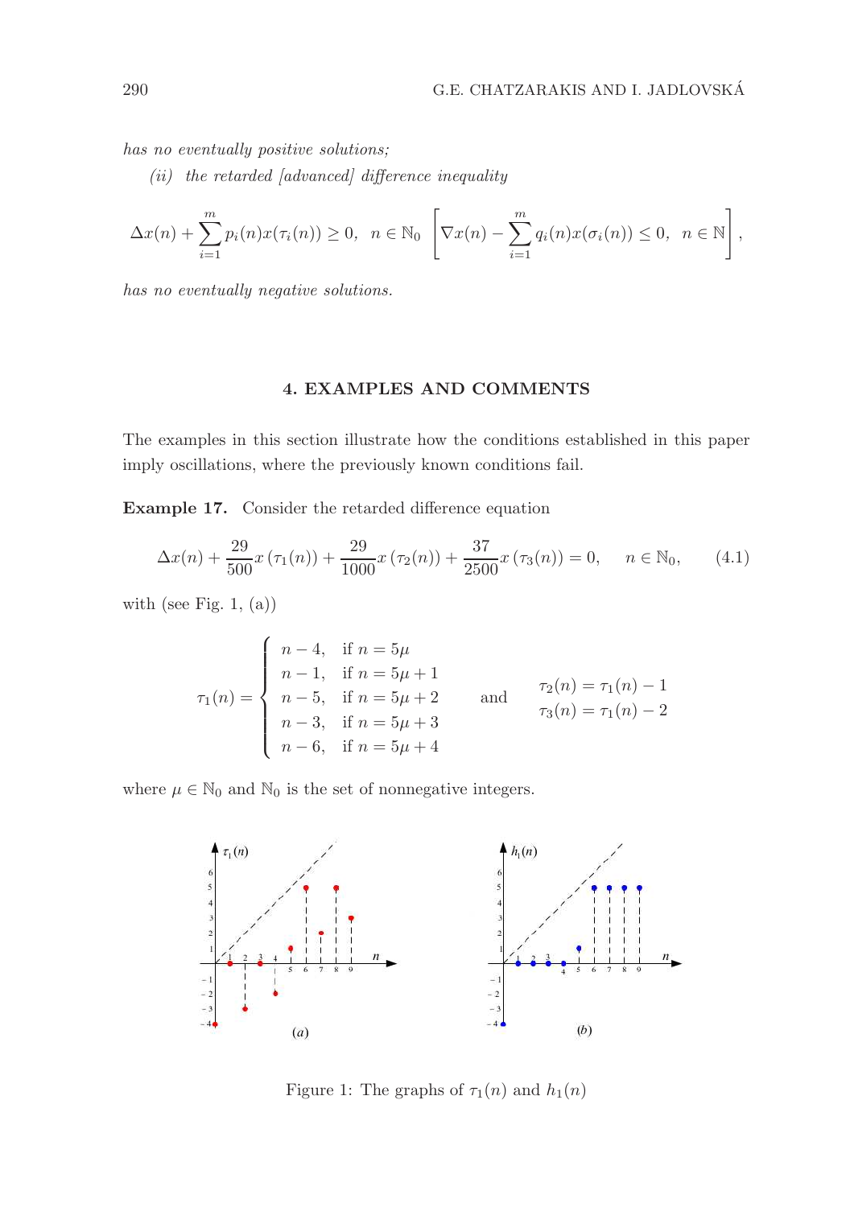*has no eventually positive solutions;*

(ii) *the retarded [advanced] difference inequality*

$$\Delta x(n) + \sum_{i=1}^{m} p_i(n) x(\tau_i(n)) \geq 0, \;\; n \in \mathbb{N}_0 \;\; \left[ \nabla x(n) - \sum_{i=1}^{m} q_i(n) x(\sigma_i(n)) \leq 0, \;\; n \in \mathbb{N} \right],$$

*has no eventually negative solutions.*

## 4. EXAMPLES AND COMMENTS

The examples in this section illustrate how the conditions established in this paper imply oscillations, where the previously known conditions fail.

**Example 17.** Consider the retarded difference equation

$$\Delta x(n) + \frac{29}{500} x\left(\tau_1(n)\right) + \frac{29}{1000} x\left(\tau_2(n)\right) + \frac{37}{2500} x\left(\tau_3(n)\right) = 0, \qquad n \in \mathbb{N}_0, \tag{4.1}$$

with (see Fig. 1, (a))

$$\tau_1(n) = \begin{cases} n-4, & \text{if } n = 5\mu \\ n-1, & \text{if } n = 5\mu+1 \\ n-5, & \text{if } n = 5\mu+2 \\ n-3, & \text{if } n = 5\mu+3 \\ n-6, & \text{if } n = 5\mu+4 \end{cases} \qquad \text{and} \qquad \begin{array}{l} \tau_2(n) = \tau_1(n) - 1 \\ \tau_3(n) = \tau_1(n) - 2 \end{array}$$

where $\mu \in \mathbb{N}_0$ and $\mathbb{N}_0$ is the set of nonnegative integers.

Figure 1: The graphs of $\tau_1(n)$ and $h_1(n)$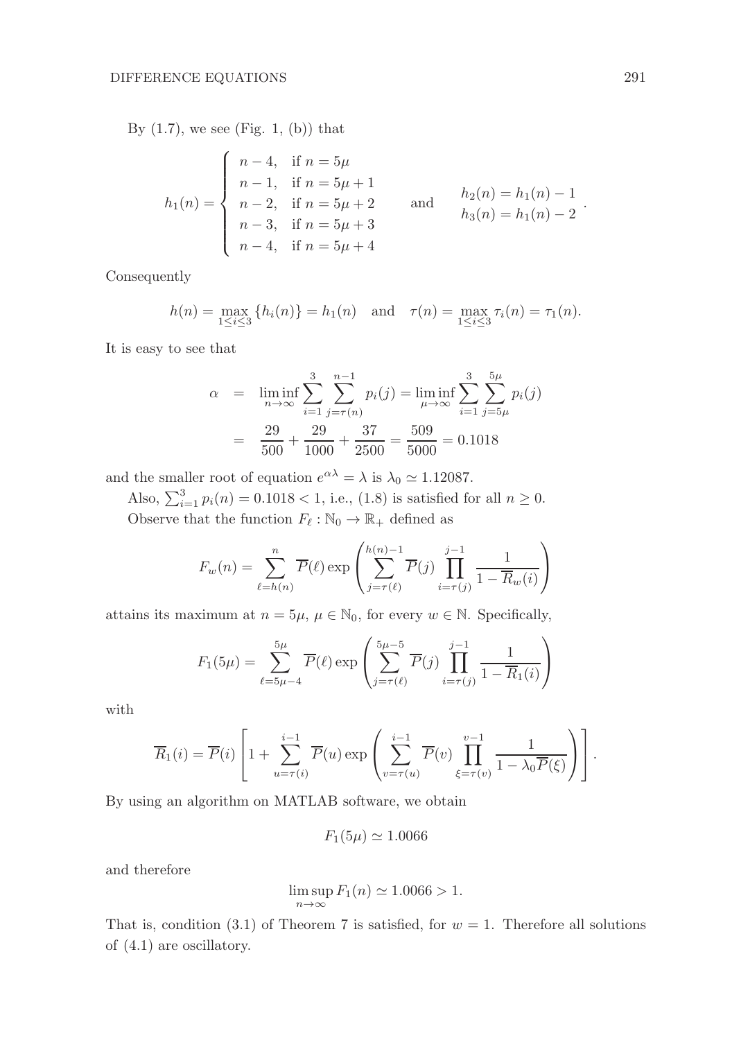By (1.7), we see (Fig. 1, (b)) that

$$h_1(n) = \begin{cases} n-4, & \text{if } n = 5\mu \\ n-1, & \text{if } n = 5\mu+1 \\ n-2, & \text{if } n = 5\mu+2 \\ n-3, & \text{if } n = 5\mu+3 \\ n-4, & \text{if } n = 5\mu+4 \end{cases} \quad \text{and} \quad \begin{array}{l} h_2(n) = h_1(n) - 1 \\ h_3(n) = h_1(n) - 2 \end{array}.$$

Consequently

$$h(n) = \max_{1 \le i \le 3} \{h_i(n)\} = h_1(n) \quad \text{and} \quad \tau(n) = \max_{1 \le i \le 3} \tau_i(n) = \tau_1(n).$$

It is easy to see that

$$\begin{aligned} \alpha &= \liminf_{n\to\infty} \sum_{i=1}^{3} \sum_{j=\tau(n)}^{n-1} p_i(j) = \liminf_{\mu\to\infty} \sum_{i=1}^{3} \sum_{j=5\mu}^{5\mu} p_i(j) \\ &= \frac{29}{500} + \frac{29}{1000} + \frac{37}{2500} = \frac{509}{5000} = 0.1018 \end{aligned}$$

and the smaller root of equation $e^{\alpha\lambda} = \lambda$ is $\lambda_0 \simeq 1.12087$.

Also, $\sum_{i=1}^{3} p_i(n) = 0.1018 < 1$, i.e., (1.8) is satisfied for all $n \ge 0$.

Observe that the function $F_\ell : \mathbb{N}_0 \to \mathbb{R}_+$ defined as

$$F_w(n) = \sum_{\ell=h(n)}^{n} \overline{P}(\ell) \exp\left( \sum_{j=\tau(\ell)}^{h(n)-1} \overline{P}(j) \prod_{i=\tau(j)}^{j-1} \frac{1}{1-\overline{R}_w(i)} \right)$$

attains its maximum at $n = 5\mu$, $\mu \in \mathbb{N}_0$, for every $w \in \mathbb{N}$. Specifically,

$$F_1(5\mu) = \sum_{\ell=5\mu-4}^{5\mu} \overline{P}(\ell) \exp\left( \sum_{j=\tau(\ell)}^{5\mu-5} \overline{P}(j) \prod_{i=\tau(j)}^{j-1} \frac{1}{1-\overline{R}_1(i)} \right)$$

with

$$\overline{R}_1(i) = \overline{P}(i) \left[ 1 + \sum_{u=\tau(i)}^{i-1} \overline{P}(u) \exp\left( \sum_{v=\tau(u)}^{i-1} \overline{P}(v) \prod_{\xi=\tau(v)}^{v-1} \frac{1}{1-\lambda_0 \overline{P}(\xi)} \right) \right].$$

By using an algorithm on MATLAB software, we obtain

$$F_1(5\mu) \simeq 1.0066$$

and therefore

$$\limsup_{n\to\infty} F_1(n) \simeq 1.0066 > 1.$$

That is, condition (3.1) of Theorem 7 is satisfied, for $w = 1$. Therefore all solutions of (4.1) are oscillatory.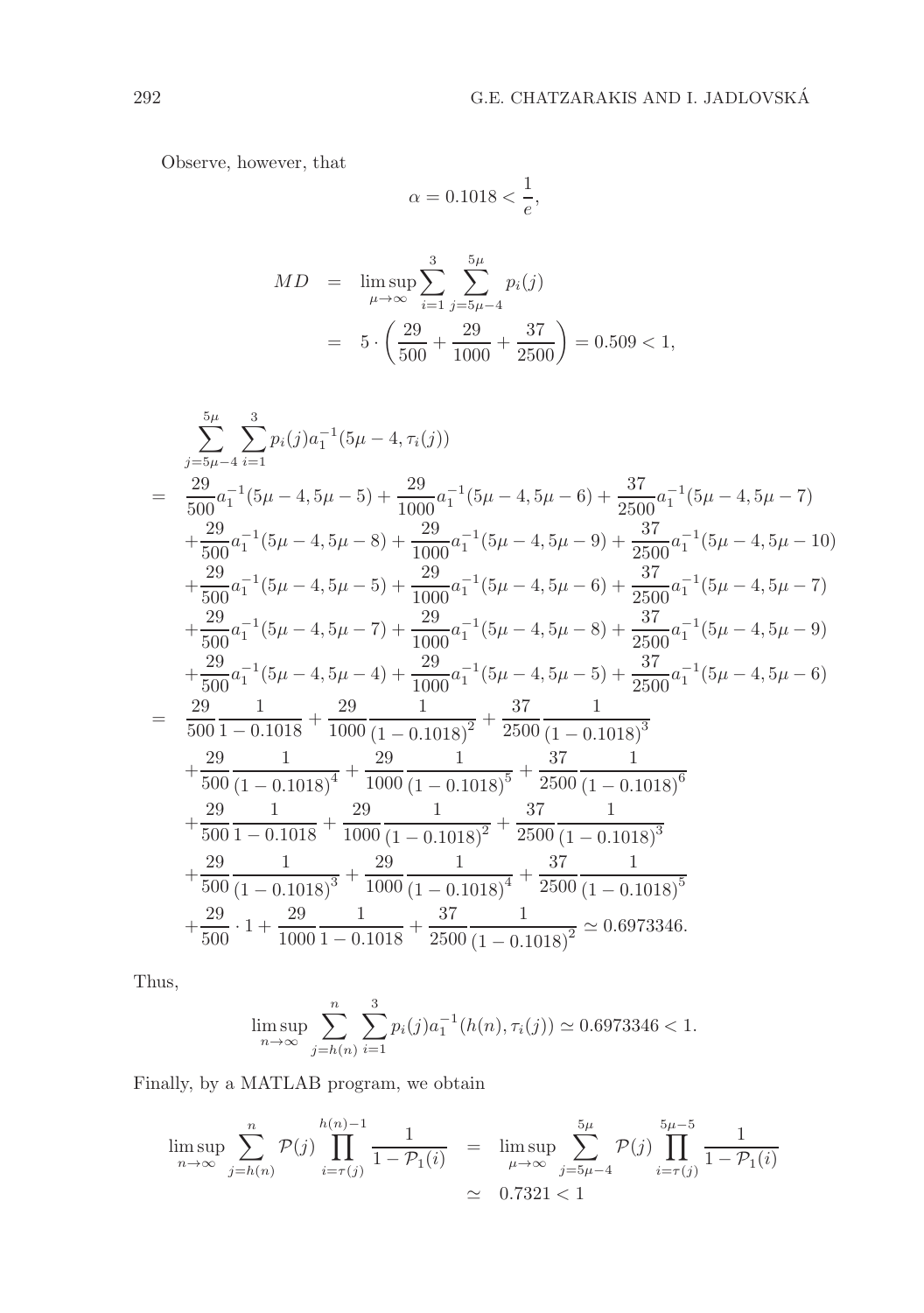Observe, however, that

$$\alpha = 0.1018 < \frac{1}{e},$$

$$\begin{aligned} MD &= \limsup_{\mu\to\infty} \sum_{i=1}^{3} \sum_{j=5\mu-4}^{5\mu} p_i(j) \\ &= 5 \cdot \left( \frac{29}{500} + \frac{29}{1000} + \frac{37}{2500} \right) = 0.509 < 1, \end{aligned}$$

$$\begin{aligned} &\sum_{j=5\mu-4}^{5\mu} \sum_{i=1}^{3} p_i(j) a_1^{-1}(5\mu-4, \tau_i(j)) \\ = \;& \frac{29}{500} a_1^{-1}(5\mu-4, 5\mu-5) + \frac{29}{1000} a_1^{-1}(5\mu-4, 5\mu-6) + \frac{37}{2500} a_1^{-1}(5\mu-4, 5\mu-7) \\ &+ \frac{29}{500} a_1^{-1}(5\mu-4, 5\mu-8) + \frac{29}{1000} a_1^{-1}(5\mu-4, 5\mu-9) + \frac{37}{2500} a_1^{-1}(5\mu-4, 5\mu-10) \\ &+ \frac{29}{500} a_1^{-1}(5\mu-4, 5\mu-5) + \frac{29}{1000} a_1^{-1}(5\mu-4, 5\mu-6) + \frac{37}{2500} a_1^{-1}(5\mu-4, 5\mu-7) \\ &+ \frac{29}{500} a_1^{-1}(5\mu-4, 5\mu-7) + \frac{29}{1000} a_1^{-1}(5\mu-4, 5\mu-8) + \frac{37}{2500} a_1^{-1}(5\mu-4, 5\mu-9) \\ &+ \frac{29}{500} a_1^{-1}(5\mu-4, 5\mu-4) + \frac{29}{1000} a_1^{-1}(5\mu-4, 5\mu-5) + \frac{37}{2500} a_1^{-1}(5\mu-4, 5\mu-6) \\ = \;& \frac{29}{500} \frac{1}{1-0.1018} + \frac{29}{1000} \frac{1}{(1-0.1018)^2} + \frac{37}{2500} \frac{1}{(1-0.1018)^3} \\ &+ \frac{29}{500} \frac{1}{(1-0.1018)^4} + \frac{29}{1000} \frac{1}{(1-0.1018)^5} + \frac{37}{2500} \frac{1}{(1-0.1018)^6} \\ &+ \frac{29}{500} \frac{1}{1-0.1018} + \frac{29}{1000} \frac{1}{(1-0.1018)^2} + \frac{37}{2500} \frac{1}{(1-0.1018)^3} \\ &+ \frac{29}{500} \frac{1}{(1-0.1018)^3} + \frac{29}{1000} \frac{1}{(1-0.1018)^4} + \frac{37}{2500} \frac{1}{(1-0.1018)^5} \\ &+ \frac{29}{500} \cdot 1 + \frac{29}{1000} \frac{1}{1-0.1018} + \frac{37}{2500} \frac{1}{(1-0.1018)^2} \simeq 0.6973346. \end{aligned}$$

Thus,

$$\limsup_{n\to\infty} \sum_{j=h(n)}^{n} \sum_{i=1}^{3} p_i(j) a_1^{-1}(h(n), \tau_i(j)) \simeq 0.6973346 < 1.$$

Finally, by a MATLAB program, we obtain

$$\begin{aligned} \limsup_{n\to\infty} \sum_{j=h(n)}^{n} \mathcal{P}(j) \prod_{i=\tau(j)}^{h(n)-1} \frac{1}{1-\mathcal{P}_1(i)} &= \limsup_{\mu\to\infty} \sum_{j=5\mu-4}^{5\mu} \mathcal{P}(j) \prod_{i=\tau(j)}^{5\mu-5} \frac{1}{1-\mathcal{P}_1(i)} \\ &\simeq 0.7321 < 1 \end{aligned}$$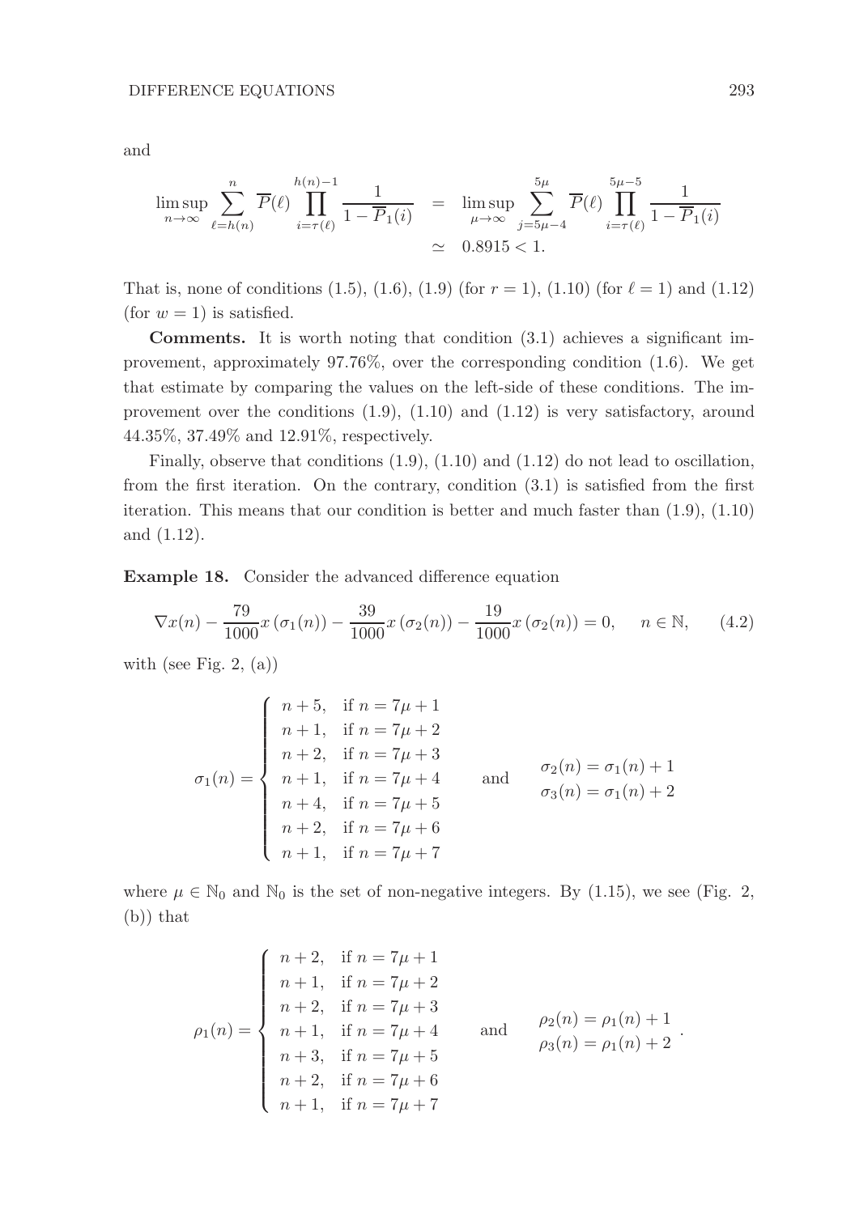and

$$\limsup_{n\to\infty} \sum_{\ell=h(n)}^{n} \overline{P}(\ell) \prod_{i=\tau(\ell)}^{h(n)-1} \frac{1}{1-\overline{P}_1(i)} = \limsup_{\mu\to\infty} \sum_{j=5\mu-4}^{5\mu} \overline{P}(\ell) \prod_{i=\tau(\ell)}^{5\mu-5} \frac{1}{1-\overline{P}_1(i)}$$
$$\simeq 0.8915 < 1.$$

That is, none of conditions (1.5), (1.6), (1.9) (for $r = 1$), (1.10) (for $\ell = 1$) and (1.12) (for $w = 1$) is satisfied.

**Comments.** It is worth noting that condition (3.1) achieves a significant improvement, approximately 97.76%, over the corresponding condition (1.6). We get that estimate by comparing the values on the left-side of these conditions. The improvement over the conditions (1.9), (1.10) and (1.12) is very satisfactory, around 44.35%, 37.49% and 12.91%, respectively.

Finally, observe that conditions (1.9), (1.10) and (1.12) do not lead to oscillation, from the first iteration. On the contrary, condition (3.1) is satisfied from the first iteration. This means that our condition is better and much faster than (1.9), (1.10) and (1.12).

**Example 18.** Consider the advanced difference equation

$$\nabla x(n) - \frac{79}{1000}x(\sigma_1(n)) - \frac{39}{1000}x(\sigma_2(n)) - \frac{19}{1000}x(\sigma_2(n)) = 0, \quad n \in \mathbb{N}, \tag{4.2}$$

with (see Fig. 2, (a))

$$\sigma_1(n) = \begin{cases} n+5, & \text{if } n = 7\mu+1 \\ n+1, & \text{if } n = 7\mu+2 \\ n+2, & \text{if } n = 7\mu+3 \\ n+1, & \text{if } n = 7\mu+4 \\ n+4, & \text{if } n = 7\mu+5 \\ n+2, & \text{if } n = 7\mu+6 \\ n+1, & \text{if } n = 7\mu+7 \end{cases} \quad \text{and} \quad \begin{array}{l} \sigma_2(n) = \sigma_1(n)+1 \\ \sigma_3(n) = \sigma_1(n)+2 \end{array}$$

where $\mu \in \mathbb{N}_0$ and $\mathbb{N}_0$ is the set of non-negative integers. By (1.15), we see (Fig. 2, (b)) that

$$\rho_1(n) = \begin{cases} n+2, & \text{if } n = 7\mu+1 \\ n+1, & \text{if } n = 7\mu+2 \\ n+2, & \text{if } n = 7\mu+3 \\ n+1, & \text{if } n = 7\mu+4 \\ n+3, & \text{if } n = 7\mu+5 \\ n+2, & \text{if } n = 7\mu+6 \\ n+1, & \text{if } n = 7\mu+7 \end{cases} \quad \text{and} \quad \begin{array}{l} \rho_2(n) = \rho_1(n)+1 \\ \rho_3(n) = \rho_1(n)+2 \end{array}.$$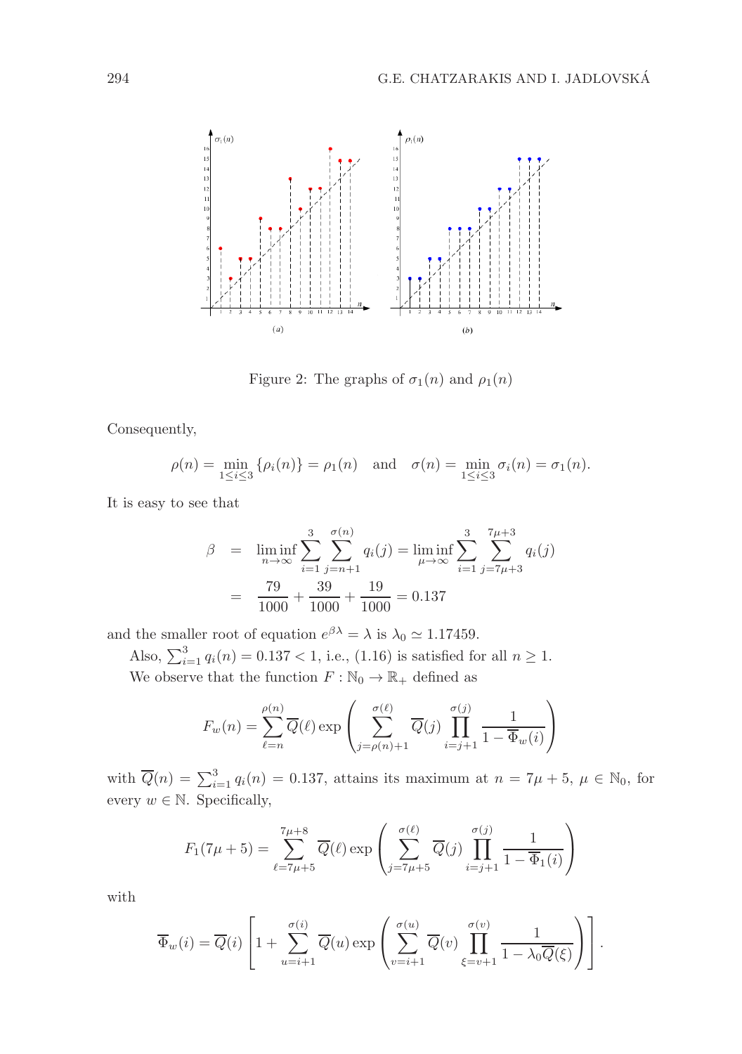Figure 2: The graphs of $\sigma_1(n)$ and $\rho_1(n)$

Consequently,

$$\rho(n) = \min_{1 \le i \le 3} \{\rho_i(n)\} = \rho_1(n) \quad \text{and} \quad \sigma(n) = \min_{1 \le i \le 3} \sigma_i(n) = \sigma_1(n).$$

It is easy to see that

$$\begin{aligned}
\beta &= \liminf_{n\to\infty} \sum_{i=1}^{3} \sum_{j=n+1}^{\sigma(n)} q_i(j) = \liminf_{\mu\to\infty} \sum_{i=1}^{3} \sum_{j=7\mu+3}^{7\mu+3} q_i(j) \\
&= \frac{79}{1000} + \frac{39}{1000} + \frac{19}{1000} = 0.137
\end{aligned}$$

and the smaller root of equation $e^{\beta\lambda} = \lambda$ is $\lambda_0 \simeq 1.17459$.

Also, $\sum_{i=1}^{3} q_i(n) = 0.137 < 1$, i.e., (1.16) is satisfied for all $n \ge 1$.

We observe that the function $F : \mathbb{N}_0 \to \mathbb{R}_+$ defined as

$$F_w(n) = \sum_{\ell=n}^{\rho(n)} \overline{Q}(\ell) \exp\left( \sum_{j=\rho(n)+1}^{\sigma(\ell)} \overline{Q}(j) \prod_{i=j+1}^{\sigma(j)} \frac{1}{1-\overline{\Phi}_w(i)} \right)$$

with $\overline{Q}(n) = \sum_{i=1}^{3} q_i(n) = 0.137$, attains its maximum at $n = 7\mu + 5$, $\mu \in \mathbb{N}_0$, for every $w \in \mathbb{N}$. Specifically,

$$F_1(7\mu+5) = \sum_{\ell=7\mu+5}^{7\mu+8} \overline{Q}(\ell) \exp\left( \sum_{j=7\mu+5}^{\sigma(\ell)} \overline{Q}(j) \prod_{i=j+1}^{\sigma(j)} \frac{1}{1-\overline{\Phi}_1(i)} \right)$$

with

$$\overline{\Phi}_w(i) = \overline{Q}(i) \left[ 1 + \sum_{u=i+1}^{\sigma(i)} \overline{Q}(u) \exp\left( \sum_{v=i+1}^{\sigma(u)} \overline{Q}(v) \prod_{\xi=v+1}^{\sigma(v)} \frac{1}{1-\lambda_0 \overline{Q}(\xi)} \right) \right].$$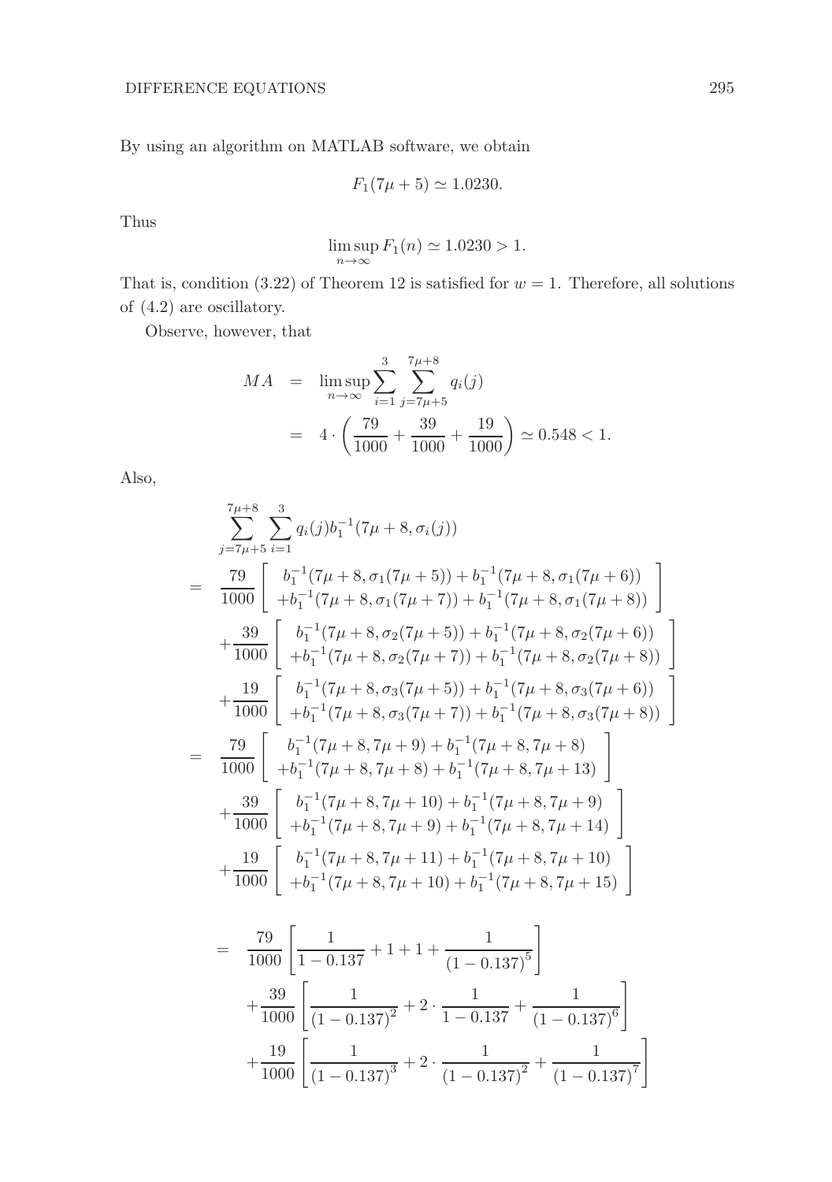By using an algorithm on MATLAB software, we obtain

$$F_1(7\mu+5) \simeq 1.0230.$$

Thus

$$\limsup_{n\to\infty} F_1(n) \simeq 1.0230 > 1.$$

That is, condition (3.22) of Theorem 12 is satisfied for $w = 1$. Therefore, all solutions of (4.2) are oscillatory.

Observe, however, that

$$\begin{aligned}
MA &= \limsup_{n\to\infty} \sum_{i=1}^{3} \sum_{j=7\mu+5}^{7\mu+8} q_i(j) \\
&= 4 \cdot \left( \frac{79}{1000} + \frac{39}{1000} + \frac{19}{1000} \right) \simeq 0.548 < 1.
\end{aligned}$$

Also,

$$\begin{aligned}
&\sum_{j=7\mu+5}^{7\mu+8} \sum_{i=1}^{3} q_i(j) b_1^{-1}(7\mu+8, \sigma_i(j)) \\
= \;& \frac{79}{1000} \left[ \begin{array}{c} b_1^{-1}(7\mu+8, \sigma_1(7\mu+5)) + b_1^{-1}(7\mu+8, \sigma_1(7\mu+6)) \\ +b_1^{-1}(7\mu+8, \sigma_1(7\mu+7)) + b_1^{-1}(7\mu+8, \sigma_1(7\mu+8)) \end{array} \right] \\
&+ \frac{39}{1000} \left[ \begin{array}{c} b_1^{-1}(7\mu+8, \sigma_2(7\mu+5)) + b_1^{-1}(7\mu+8, \sigma_2(7\mu+6)) \\ +b_1^{-1}(7\mu+8, \sigma_2(7\mu+7)) + b_1^{-1}(7\mu+8, \sigma_2(7\mu+8)) \end{array} \right] \\
&+ \frac{19}{1000} \left[ \begin{array}{c} b_1^{-1}(7\mu+8, \sigma_3(7\mu+5)) + b_1^{-1}(7\mu+8, \sigma_3(7\mu+6)) \\ +b_1^{-1}(7\mu+8, \sigma_3(7\mu+7)) + b_1^{-1}(7\mu+8, \sigma_3(7\mu+8)) \end{array} \right] \\
= \;& \frac{79}{1000} \left[ \begin{array}{c} b_1^{-1}(7\mu+8, 7\mu+9) + b_1^{-1}(7\mu+8, 7\mu+8) \\ +b_1^{-1}(7\mu+8, 7\mu+8) + b_1^{-1}(7\mu+8, 7\mu+13) \end{array} \right] \\
&+ \frac{39}{1000} \left[ \begin{array}{c} b_1^{-1}(7\mu+8, 7\mu+10) + b_1^{-1}(7\mu+8, 7\mu+9) \\ +b_1^{-1}(7\mu+8, 7\mu+9) + b_1^{-1}(7\mu+8, 7\mu+14) \end{array} \right] \\
&+ \frac{19}{1000} \left[ \begin{array}{c} b_1^{-1}(7\mu+8, 7\mu+11) + b_1^{-1}(7\mu+8, 7\mu+10) \\ +b_1^{-1}(7\mu+8, 7\mu+10) + b_1^{-1}(7\mu+8, 7\mu+15) \end{array} \right]
\end{aligned}$$

$$\begin{aligned}
= \;& \frac{79}{1000} \left[ \frac{1}{1-0.137} + 1 + 1 + \frac{1}{(1-0.137)^5} \right] \\
&+ \frac{39}{1000} \left[ \frac{1}{(1-0.137)^2} + 2 \cdot \frac{1}{1-0.137} + \frac{1}{(1-0.137)^6} \right] \\
&+ \frac{19}{1000} \left[ \frac{1}{(1-0.137)^3} + 2 \cdot \frac{1}{(1-0.137)^2} + \frac{1}{(1-0.137)^7} \right]
\end{aligned}$$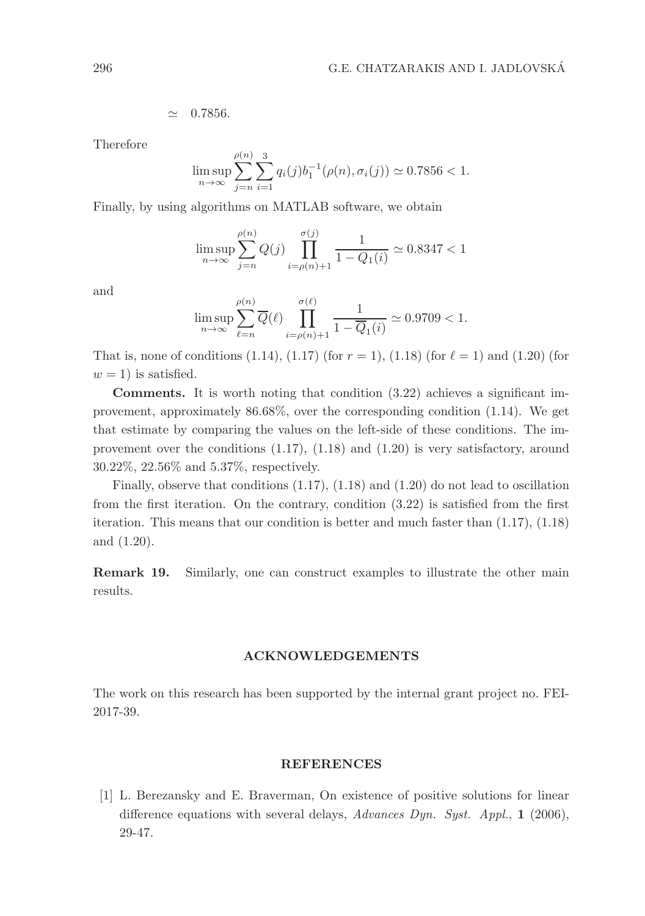$$\simeq \quad 0.7856.$$

Therefore

$$\limsup_{n\to\infty} \sum_{j=n}^{\rho(n)} \sum_{i=1}^{3} q_i(j) b_1^{-1}(\rho(n), \sigma_i(j)) \simeq 0.7856 < 1.$$

Finally, by using algorithms on MATLAB software, we obtain

$$\limsup_{n\to\infty} \sum_{j=n}^{\rho(n)} Q(j) \prod_{i=\rho(n)+1}^{\sigma(j)} \frac{1}{1-Q_1(i)} \simeq 0.8347 < 1$$

and

$$\limsup_{n\to\infty} \sum_{\ell=n}^{\rho(n)} \overline{Q}(\ell) \prod_{i=\rho(n)+1}^{\sigma(\ell)} \frac{1}{1-\overline{Q}_1(i)} \simeq 0.9709 < 1.$$

That is, none of conditions (1.14), (1.17) (for $r=1$), (1.18) (for $\ell=1$) and (1.20) (for $w=1$) is satisfied.

**Comments.** It is worth noting that condition (3.22) achieves a significant improvement, approximately 86.68%, over the corresponding condition (1.14). We get that estimate by comparing the values on the left-side of these conditions. The improvement over the conditions (1.17), (1.18) and (1.20) is very satisfactory, around 30.22%, 22.56% and 5.37%, respectively.

Finally, observe that conditions (1.17), (1.18) and (1.20) do not lead to oscillation from the first iteration. On the contrary, condition (3.22) is satisfied from the first iteration. This means that our condition is better and much faster than (1.17), (1.18) and (1.20).

**Remark 19.** Similarly, one can construct examples to illustrate the other main results.

## ACKNOWLEDGEMENTS

The work on this research has been supported by the internal grant project no. FEI-2017-39.

## REFERENCES

[1] L. Berezansky and E. Braverman, On existence of positive solutions for linear difference equations with several delays, *Advances Dyn. Syst. Appl.*, **1** (2006), 29-47.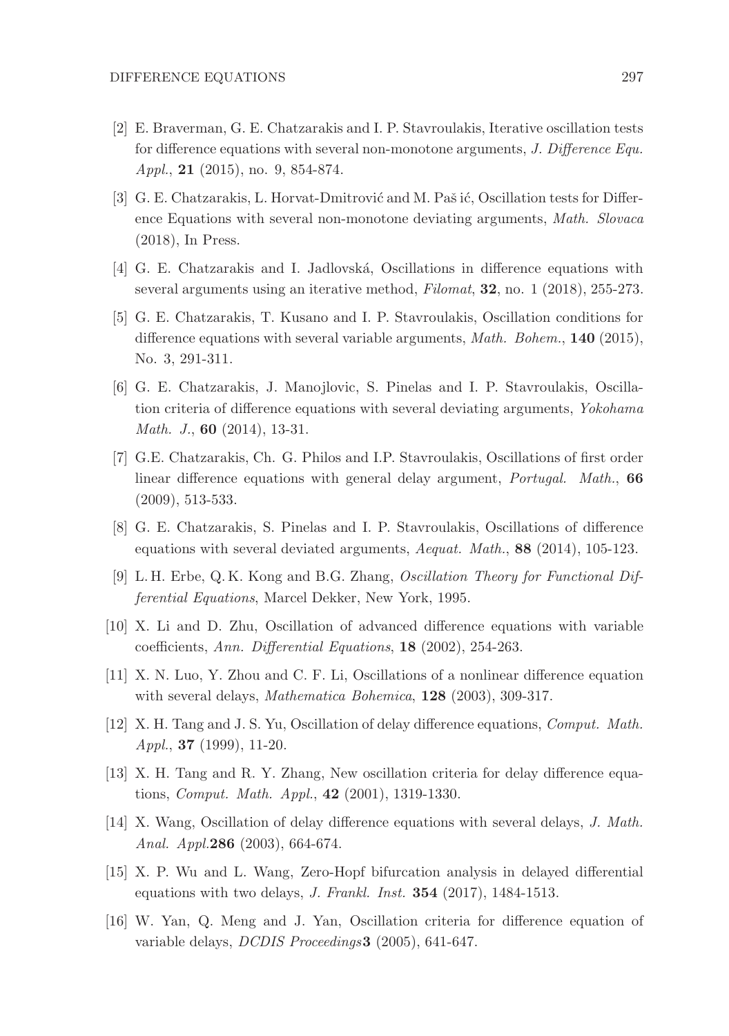[2] E. Braverman, G. E. Chatzarakis and I. P. Stavroulakis, Iterative oscillation tests for difference equations with several non-monotone arguments, *J. Difference Equ. Appl.*, **21** (2015), no. 9, 854-874.

[3] G. E. Chatzarakis, L. Horvat-Dmitrović and M. Paš ić, Oscillation tests for Difference Equations with several non-monotone deviating arguments, *Math. Slovaca* (2018), In Press.

[4] G. E. Chatzarakis and I. Jadlovská, Oscillations in difference equations with several arguments using an iterative method, *Filomat*, **32**, no. 1 (2018), 255-273.

[5] G. E. Chatzarakis, T. Kusano and I. P. Stavroulakis, Oscillation conditions for difference equations with several variable arguments, *Math. Bohem.*, **140** (2015), No. 3, 291-311.

[6] G. E. Chatzarakis, J. Manojlovic, S. Pinelas and I. P. Stavroulakis, Oscillation criteria of difference equations with several deviating arguments, *Yokohama Math. J.*, **60** (2014), 13-31.

[7] G.E. Chatzarakis, Ch. G. Philos and I.P. Stavroulakis, Oscillations of first order linear difference equations with general delay argument, *Portugal. Math.*, **66** (2009), 513-533.

[8] G. E. Chatzarakis, S. Pinelas and I. P. Stavroulakis, Oscillations of difference equations with several deviated arguments, *Aequat. Math.*, **88** (2014), 105-123.

[9] L. H. Erbe, Q. K. Kong and B.G. Zhang, *Oscillation Theory for Functional Differential Equations*, Marcel Dekker, New York, 1995.

[10] X. Li and D. Zhu, Oscillation of advanced difference equations with variable coefficients, *Ann. Differential Equations*, **18** (2002), 254-263.

[11] X. N. Luo, Y. Zhou and C. F. Li, Oscillations of a nonlinear difference equation with several delays, *Mathematica Bohemica*, **128** (2003), 309-317.

[12] X. H. Tang and J. S. Yu, Oscillation of delay difference equations, *Comput. Math. Appl.*, **37** (1999), 11-20.

[13] X. H. Tang and R. Y. Zhang, New oscillation criteria for delay difference equations, *Comput. Math. Appl.*, **42** (2001), 1319-1330.

[14] X. Wang, Oscillation of delay difference equations with several delays, *J. Math. Anal. Appl.***286** (2003), 664-674.

[15] X. P. Wu and L. Wang, Zero-Hopf bifurcation analysis in delayed differential equations with two delays, *J. Frankl. Inst.* **354** (2017), 1484-1513.

[16] W. Yan, Q. Meng and J. Yan, Oscillation criteria for difference equation of variable delays, *DCDIS Proceedings***3** (2005), 641-647.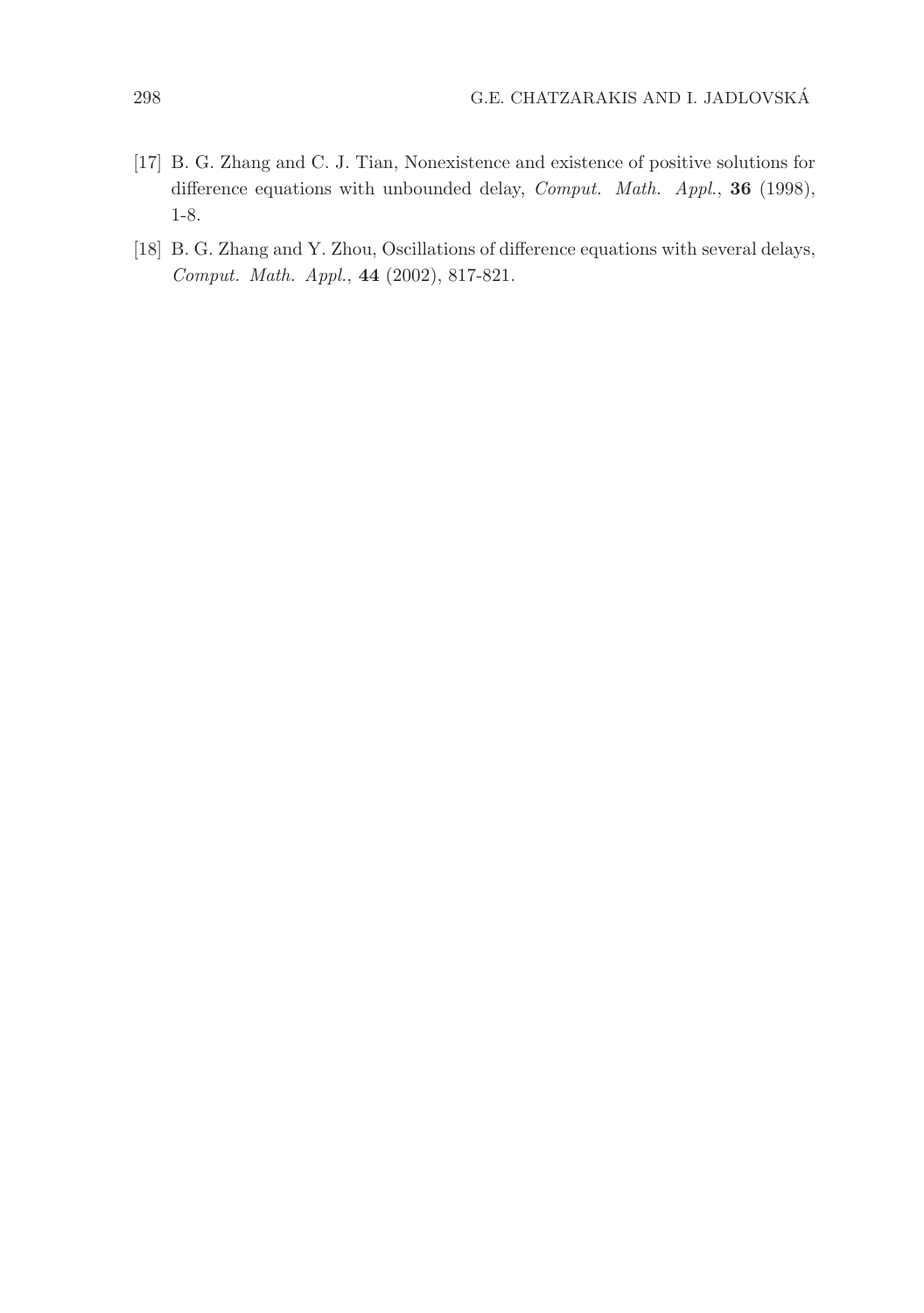[17] B. G. Zhang and C. J. Tian, Nonexistence and existence of positive solutions for difference equations with unbounded delay, *Comput. Math. Appl.*, **36** (1998), 1-8.

[18] B. G. Zhang and Y. Zhou, Oscillations of difference equations with several delays, *Comput. Math. Appl.*, **44** (2002), 817-821.